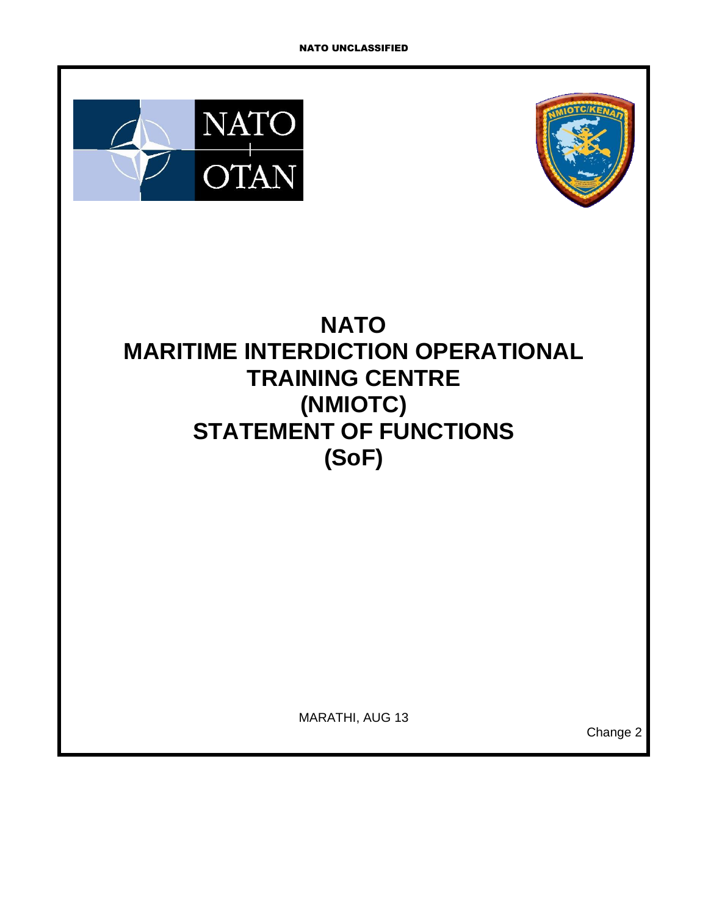NATO UNCLASSIFIED

# NATO MARITIME INTERDICTION OPERATIONAL TRAINING CENTRE (NMIOTC) STATEMENT OF FUNCTIONS (SoF)

MARATHI, AUG 13

Change 2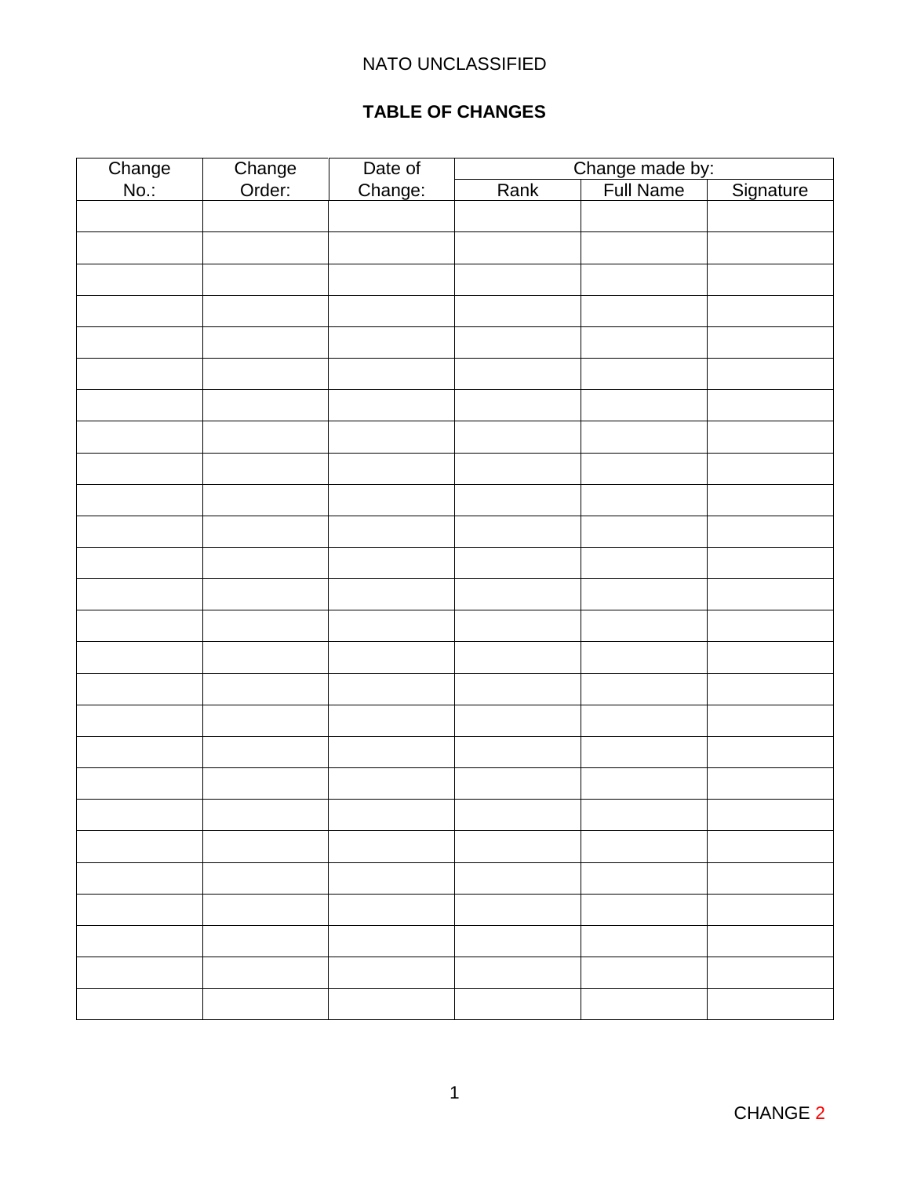## TABLE OF CHANGES

| Change No.: | Change Order: | Date of Change: | Change made by: | | |
|---|---|---|---|---|---|
| | | | Rank | Full Name | Signature |
| | | | | | |
| | | | | | |
| | | | | | |
| | | | | | |
| | | | | | |
| | | | | | |
| | | | | | |
| | | | | | |
| | | | | | |
| | | | | | |
| | | | | | |
| | | | | | |
| | | | | | |
| | | | | | |
| | | | | | |
| | | | | | |
| | | | | | |
| | | | | | |
| | | | | | |
| | | | | | |
| | | | | | |
| | | | | | |
| | | | | | |
| | | | | | |
| | | | | | |
| | | | | | |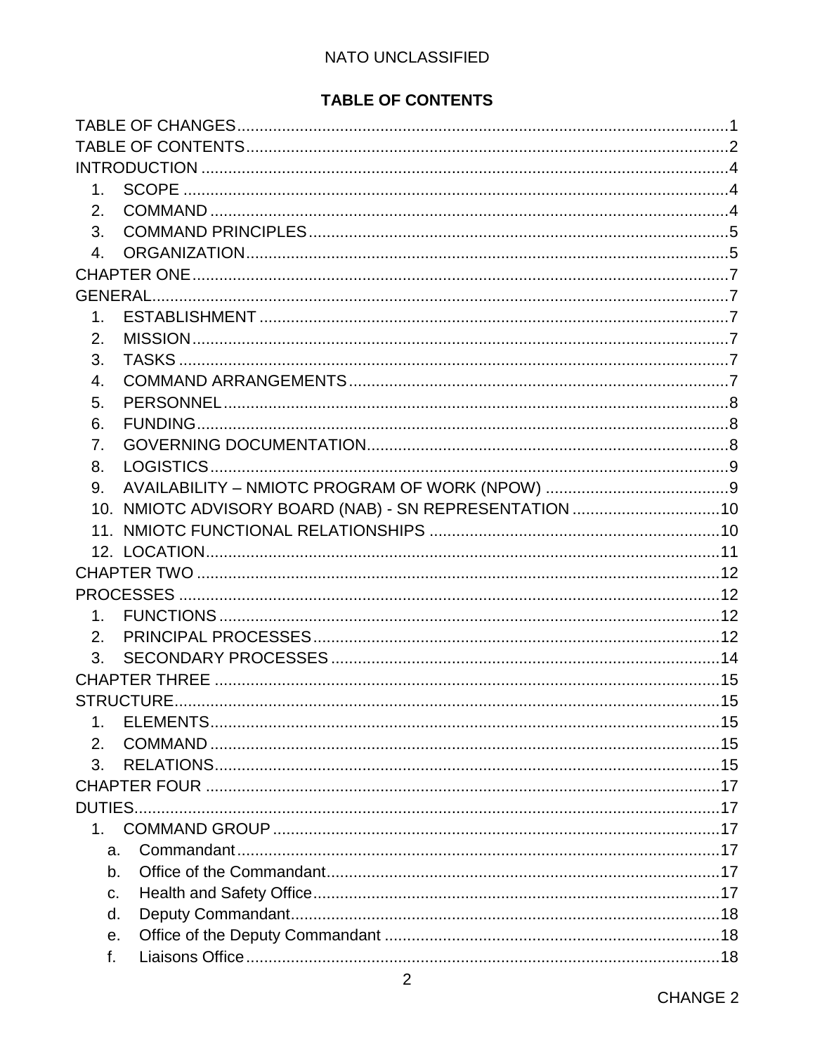**TABLE OF CONTENTS**

TABLE OF CHANGES....................1
TABLE OF CONTENTS....................2
INTRODUCTION....................4
1. SCOPE....................4
2. COMMAND....................4
3. COMMAND PRINCIPLES....................5
4. ORGANIZATION....................5
CHAPTER ONE....................7
GENERAL....................7
1. ESTABLISHMENT....................7
2. MISSION....................7
3. TASKS....................7
4. COMMAND ARRANGEMENTS....................7
5. PERSONNEL....................8
6. FUNDING....................8
7. GOVERNING DOCUMENTATION....................8
8. LOGISTICS....................9
9. AVAILABILITY – NMIOTC PROGRAM OF WORK (NPOW)....................9
10. NMIOTC ADVISORY BOARD (NAB) - SN REPRESENTATION....................10
11. NMIOTC FUNCTIONAL RELATIONSHIPS....................10
12. LOCATION....................11
CHAPTER TWO....................12
PROCESSES....................12
1. FUNCTIONS....................12
2. PRINCIPAL PROCESSES....................12
3. SECONDARY PROCESSES....................14
CHAPTER THREE....................15
STRUCTURE....................15
1. ELEMENTS....................15
2. COMMAND....................15
3. RELATIONS....................15
CHAPTER FOUR....................17
DUTIES....................17
1. COMMAND GROUP....................17
a. Commandant....................17
b. Office of the Commandant....................17
c. Health and Safety Office....................17
d. Deputy Commandant....................18
e. Office of the Deputy Commandant....................18
f. Liaisons Office....................18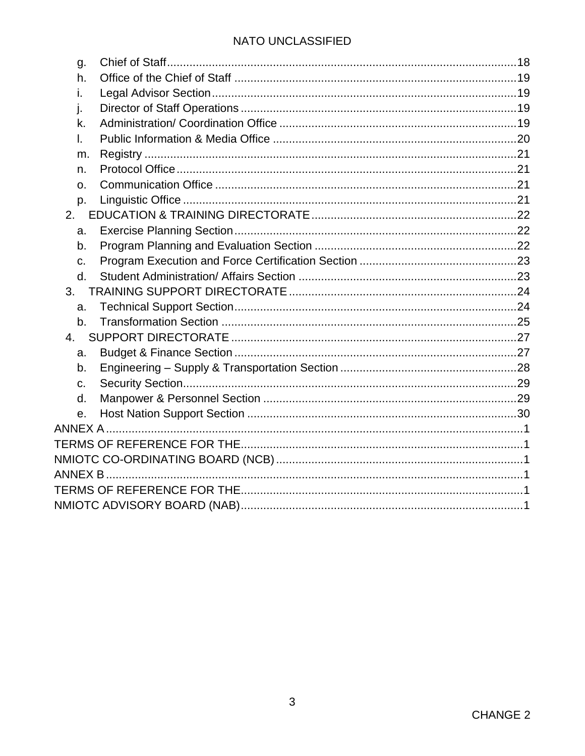g. Chief of Staff ........................................................................................................18
h. Office of the Chief of Staff .......................................................................................19
i. Legal Advisor Section ...............................................................................................19
j. Director of Staff Operations .......................................................................................19
k. Administration/ Coordination Office .........................................................................19
l. Public Information & Media Office ...........................................................................20
m. Registry ...................................................................................................................21
n. Protocol Office ..........................................................................................................21
o. Communication Office ..............................................................................................21
p. Linguistic Office ........................................................................................................21

2. EDUCATION & TRAINING DIRECTORATE ................................................................22
a. Exercise Planning Section .........................................................................................22
b. Program Planning and Evaluation Section ...............................................................22
c. Program Execution and Force Certification Section .................................................23
d. Student Administration/ Affairs Section ....................................................................23

3. TRAINING SUPPORT DIRECTORATE .......................................................................24
a. Technical Support Section .........................................................................................24
b. Transformation Section .............................................................................................25

4. SUPPORT DIRECTORATE .........................................................................................27
a. Budget & Finance Section .........................................................................................27
b. Engineering – Supply & Transportation Section .......................................................28
c. Security Section .........................................................................................................29
d. Manpower & Personnel Section ...............................................................................29
e. Host Nation Support Section .....................................................................................30

ANNEX A ............................................................................................................................1
TERMS OF REFERENCE FOR THE ..................................................................................1
NMIOTC CO-ORDINATING BOARD (NCB) .......................................................................1
ANNEX B ............................................................................................................................1
TERMS OF REFERENCE FOR THE ..................................................................................1
NMIOTC ADVISORY BOARD (NAB) ..................................................................................1

CHANGE 2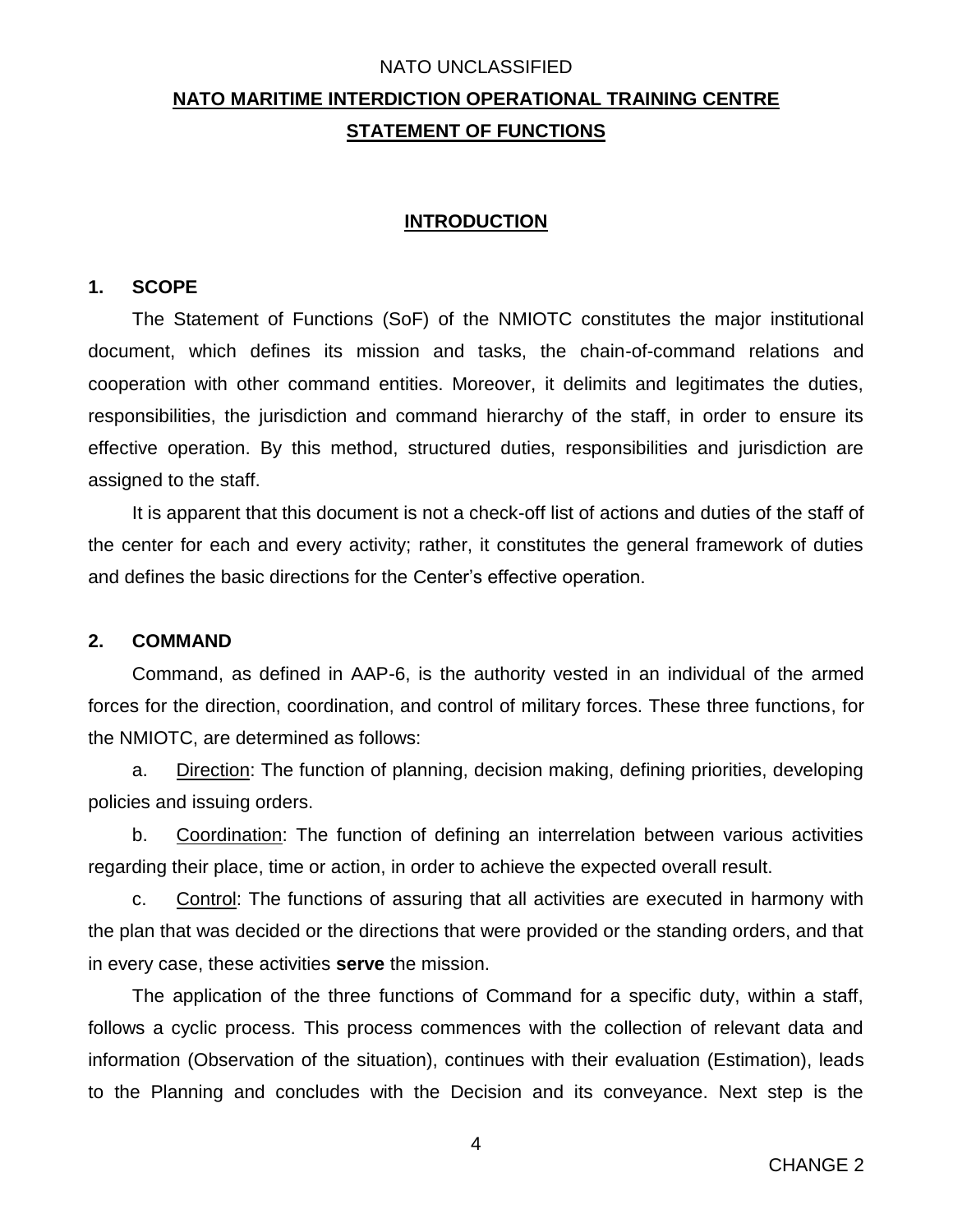NATO UNCLASSIFIED

# NATO MARITIME INTERDICTION OPERATIONAL TRAINING CENTRE

# STATEMENT OF FUNCTIONS

## INTRODUCTION

### 1. SCOPE

The Statement of Functions (SoF) of the NMIOTC constitutes the major institutional document, which defines its mission and tasks, the chain-of-command relations and cooperation with other command entities. Moreover, it delimits and legitimates the duties, responsibilities, the jurisdiction and command hierarchy of the staff, in order to ensure its effective operation. By this method, structured duties, responsibilities and jurisdiction are assigned to the staff.

It is apparent that this document is not a check-off list of actions and duties of the staff of the center for each and every activity; rather, it constitutes the general framework of duties and defines the basic directions for the Center's effective operation.

### 2. COMMAND

Command, as defined in AAP-6, is the authority vested in an individual of the armed forces for the direction, coordination, and control of military forces. These three functions, for the NMIOTC, are determined as follows:

a. Direction: The function of planning, decision making, defining priorities, developing policies and issuing orders.

b. Coordination: The function of defining an interrelation between various activities regarding their place, time or action, in order to achieve the expected overall result.

c. Control: The functions of assuring that all activities are executed in harmony with the plan that was decided or the directions that were provided or the standing orders, and that in every case, these activities **serve** the mission.

The application of the three functions of Command for a specific duty, within a staff, follows a cyclic process. This process commences with the collection of relevant data and information (Observation of the situation), continues with their evaluation (Estimation), leads to the Planning and concludes with the Decision and its conveyance. Next step is the

CHANGE 2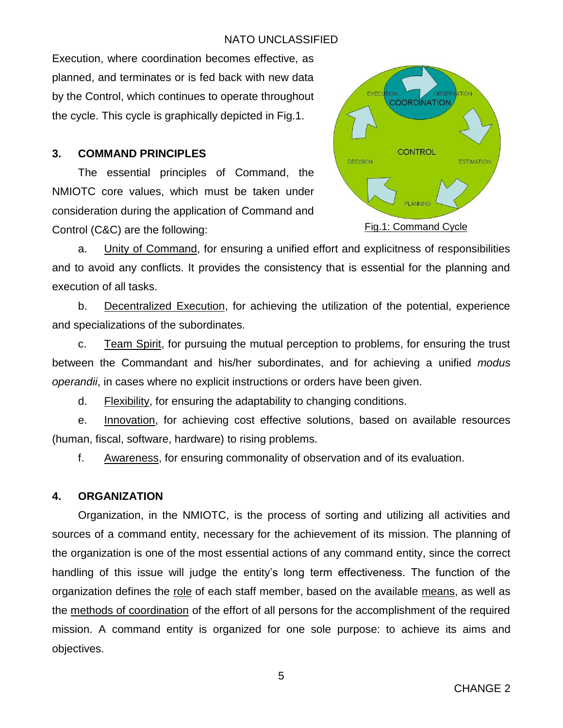Execution, where coordination becomes effective, as planned, and terminates or is fed back with new data by the Control, which continues to operate throughout the cycle. This cycle is graphically depicted in Fig.1.

Fig.1: Command Cycle

## 3. COMMAND PRINCIPLES

The essential principles of Command, the NMIOTC core values, which must be taken under consideration during the application of Command and Control (C&C) are the following:

a. Unity of Command, for ensuring a unified effort and explicitness of responsibilities and to avoid any conflicts. It provides the consistency that is essential for the planning and execution of all tasks.

b. Decentralized Execution, for achieving the utilization of the potential, experience and specializations of the subordinates.

c. Team Spirit, for pursuing the mutual perception to problems, for ensuring the trust between the Commandant and his/her subordinates, and for achieving a unified *modus operandii*, in cases where no explicit instructions or orders have been given.

d. Flexibility, for ensuring the adaptability to changing conditions.

e. Innovation, for achieving cost effective solutions, based on available resources (human, fiscal, software, hardware) to rising problems.

f. Awareness, for ensuring commonality of observation and of its evaluation.

## 4. ORGANIZATION

Organization, in the NMIOTC, is the process of sorting and utilizing all activities and sources of a command entity, necessary for the achievement of its mission. The planning of the organization is one of the most essential actions of any command entity, since the correct handling of this issue will judge the entity's long term effectiveness. The function of the organization defines the role of each staff member, based on the available means, as well as the methods of coordination of the effort of all persons for the accomplishment of the required mission. A command entity is organized for one sole purpose: to achieve its aims and objectives.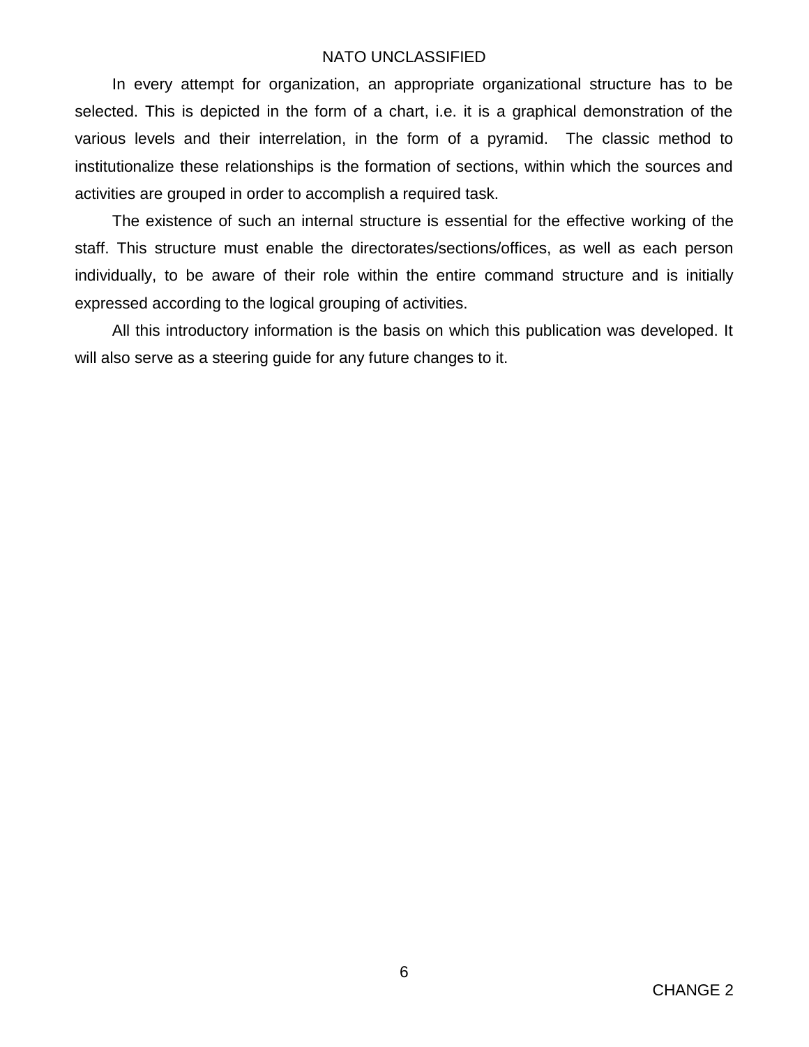In every attempt for organization, an appropriate organizational structure has to be selected. This is depicted in the form of a chart, i.e. it is a graphical demonstration of the various levels and their interrelation, in the form of a pyramid. The classic method to institutionalize these relationships is the formation of sections, within which the sources and activities are grouped in order to accomplish a required task.

The existence of such an internal structure is essential for the effective working of the staff. This structure must enable the directorates/sections/offices, as well as each person individually, to be aware of their role within the entire command structure and is initially expressed according to the logical grouping of activities.

All this introductory information is the basis on which this publication was developed. It will also serve as a steering guide for any future changes to it.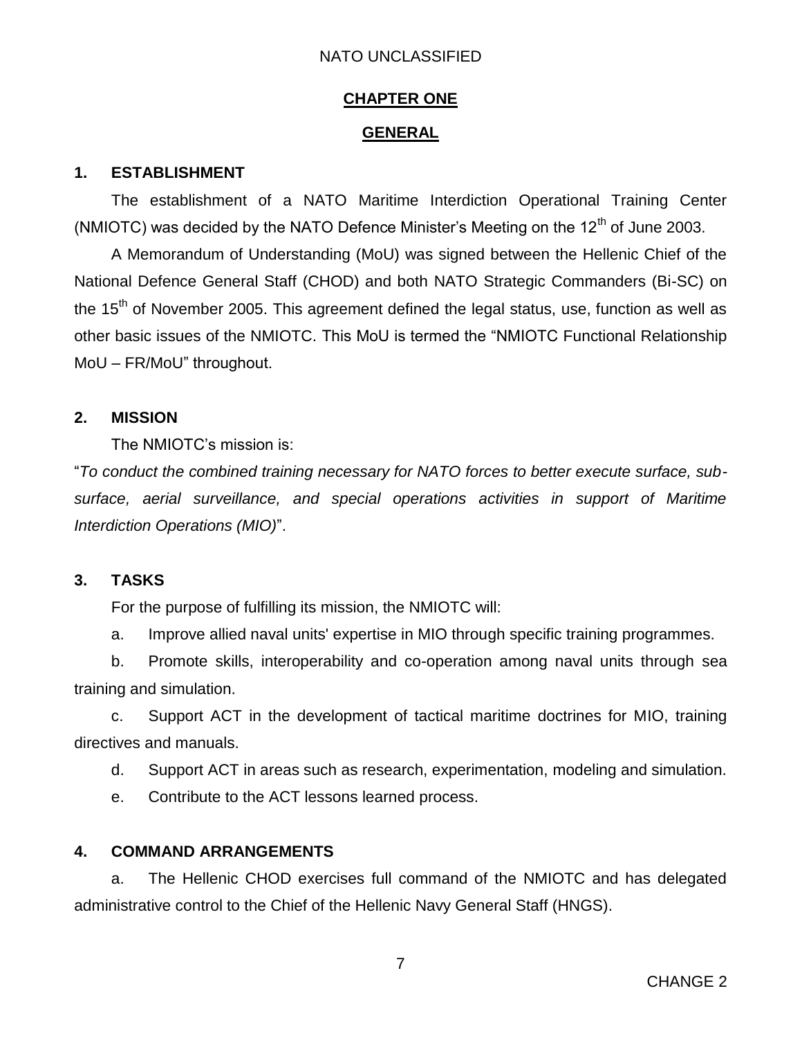# CHAPTER ONE

## GENERAL

### 1. ESTABLISHMENT

The establishment of a NATO Maritime Interdiction Operational Training Center (NMIOTC) was decided by the NATO Defence Minister's Meeting on the 12th of June 2003.

A Memorandum of Understanding (MoU) was signed between the Hellenic Chief of the National Defence General Staff (CHOD) and both NATO Strategic Commanders (Bi-SC) on the 15th of November 2005. This agreement defined the legal status, use, function as well as other basic issues of the NMIOTC. This MoU is termed the "NMIOTC Functional Relationship MoU – FR/MoU" throughout.

### 2. MISSION

The NMIOTC's mission is:

"*To conduct the combined training necessary for NATO forces to better execute surface, sub-surface, aerial surveillance, and special operations activities in support of Maritime Interdiction Operations (MIO)*".

### 3. TASKS

For the purpose of fulfilling its mission, the NMIOTC will:

a. Improve allied naval units' expertise in MIO through specific training programmes.

b. Promote skills, interoperability and co-operation among naval units through sea training and simulation.

c. Support ACT in the development of tactical maritime doctrines for MIO, training directives and manuals.

d. Support ACT in areas such as research, experimentation, modeling and simulation.

e. Contribute to the ACT lessons learned process.

### 4. COMMAND ARRANGEMENTS

a. The Hellenic CHOD exercises full command of the NMIOTC and has delegated administrative control to the Chief of the Hellenic Navy General Staff (HNGS).

CHANGE 2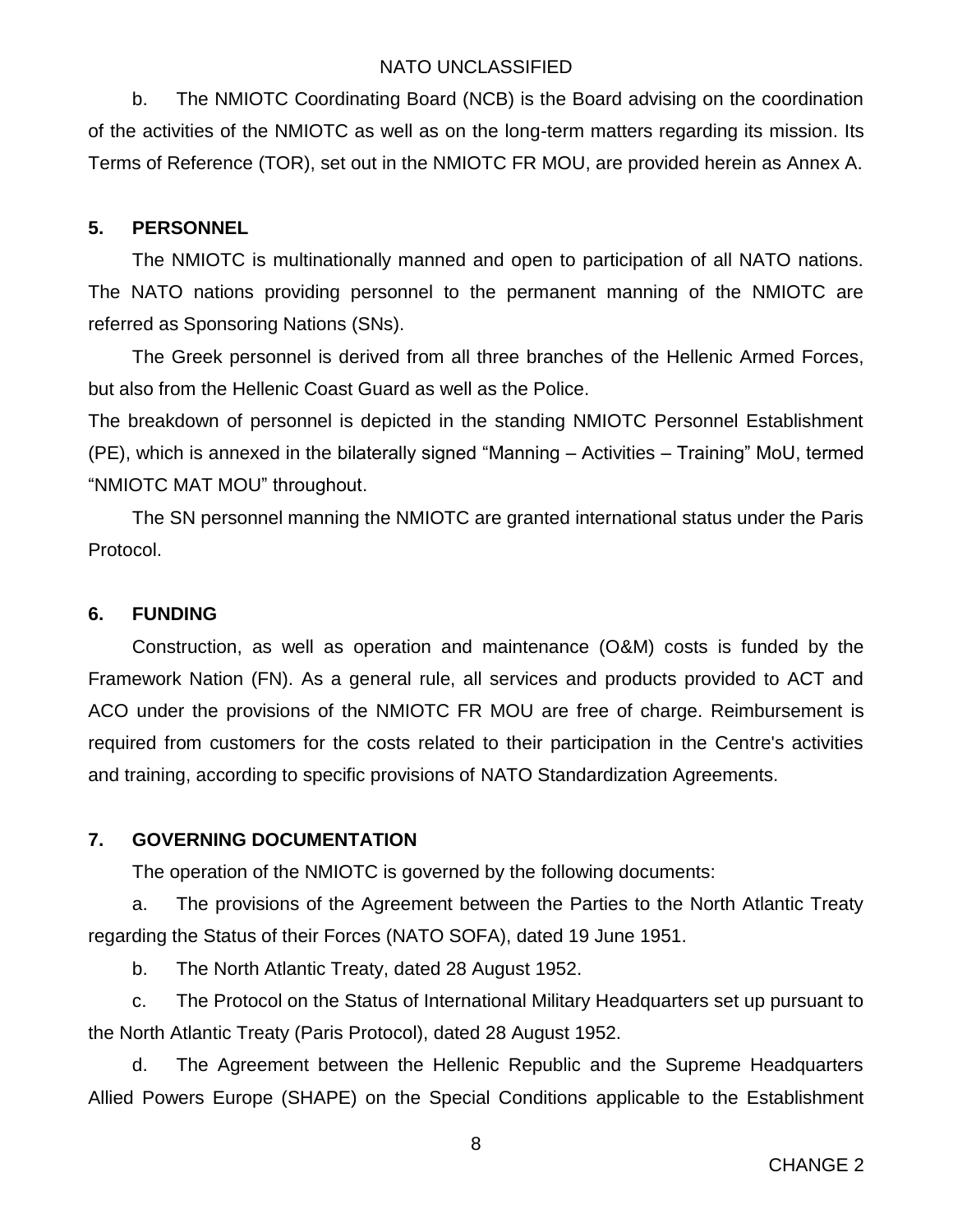b. The NMIOTC Coordinating Board (NCB) is the Board advising on the coordination of the activities of the NMIOTC as well as on the long-term matters regarding its mission. Its Terms of Reference (TOR), set out in the NMIOTC FR MOU, are provided herein as Annex A.

## 5. PERSONNEL

The NMIOTC is multinationally manned and open to participation of all NATO nations. The NATO nations providing personnel to the permanent manning of the NMIOTC are referred as Sponsoring Nations (SNs).

The Greek personnel is derived from all three branches of the Hellenic Armed Forces, but also from the Hellenic Coast Guard as well as the Police.

The breakdown of personnel is depicted in the standing NMIOTC Personnel Establishment (PE), which is annexed in the bilaterally signed "Manning – Activities – Training" MoU, termed "NMIOTC MAT MOU" throughout.

The SN personnel manning the NMIOTC are granted international status under the Paris Protocol.

## 6. FUNDING

Construction, as well as operation and maintenance (O&M) costs is funded by the Framework Nation (FN). As a general rule, all services and products provided to ACT and ACO under the provisions of the NMIOTC FR MOU are free of charge. Reimbursement is required from customers for the costs related to their participation in the Centre's activities and training, according to specific provisions of NATO Standardization Agreements.

## 7. GOVERNING DOCUMENTATION

The operation of the NMIOTC is governed by the following documents:

a. The provisions of the Agreement between the Parties to the North Atlantic Treaty regarding the Status of their Forces (NATO SOFA), dated 19 June 1951.

b. The North Atlantic Treaty, dated 28 August 1952.

c. The Protocol on the Status of International Military Headquarters set up pursuant to the North Atlantic Treaty (Paris Protocol), dated 28 August 1952.

d. The Agreement between the Hellenic Republic and the Supreme Headquarters Allied Powers Europe (SHAPE) on the Special Conditions applicable to the Establishment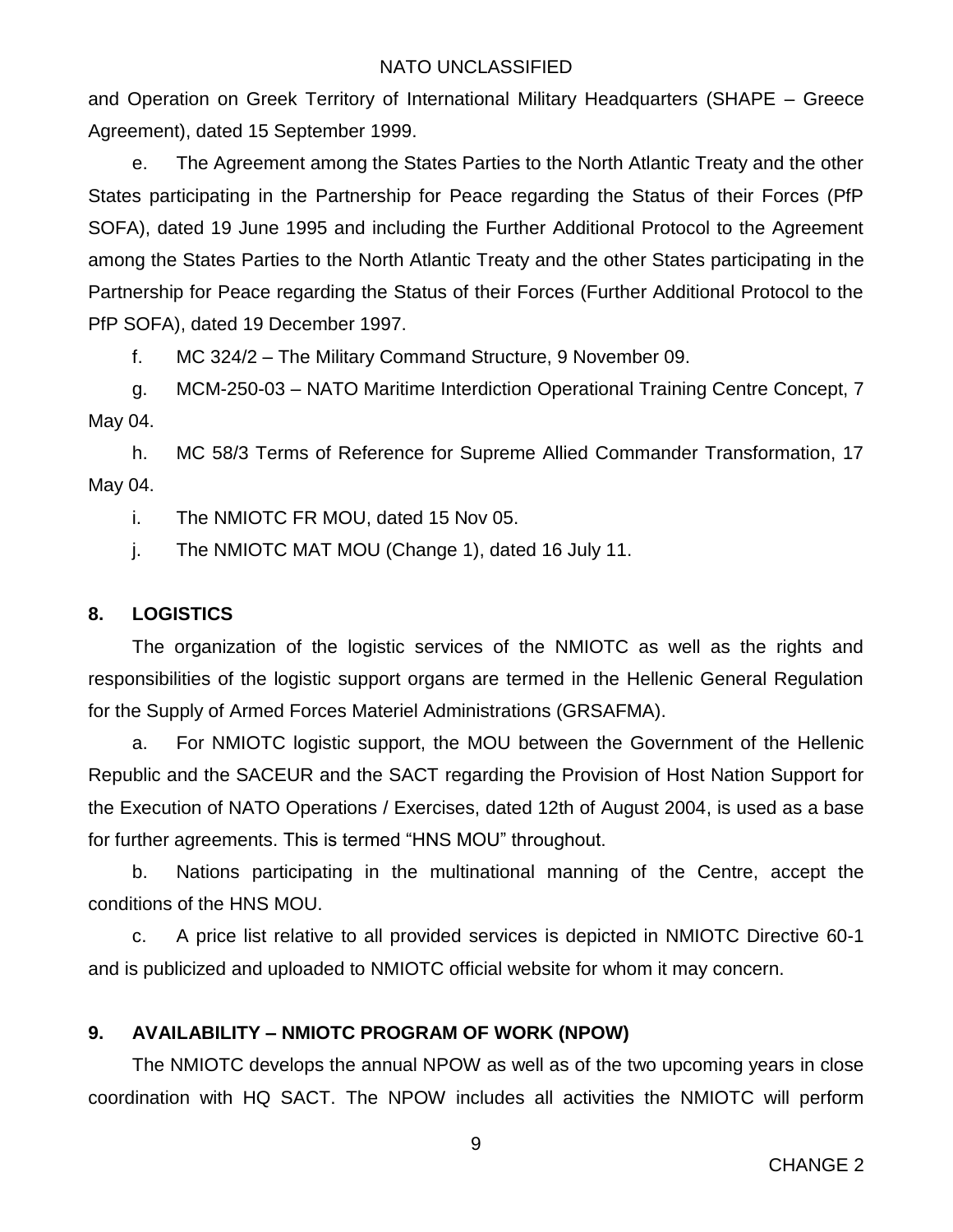and Operation on Greek Territory of International Military Headquarters (SHAPE – Greece Agreement), dated 15 September 1999.

e. The Agreement among the States Parties to the North Atlantic Treaty and the other States participating in the Partnership for Peace regarding the Status of their Forces (PfP SOFA), dated 19 June 1995 and including the Further Additional Protocol to the Agreement among the States Parties to the North Atlantic Treaty and the other States participating in the Partnership for Peace regarding the Status of their Forces (Further Additional Protocol to the PfP SOFA), dated 19 December 1997.

f. MC 324/2 – The Military Command Structure, 9 November 09.

g. MCM-250-03 – NATO Maritime Interdiction Operational Training Centre Concept, 7 May 04.

h. MC 58/3 Terms of Reference for Supreme Allied Commander Transformation, 17 May 04.

i. The NMIOTC FR MOU, dated 15 Nov 05.

j. The NMIOTC MAT MOU (Change 1), dated 16 July 11.

## 8. LOGISTICS

The organization of the logistic services of the NMIOTC as well as the rights and responsibilities of the logistic support organs are termed in the Hellenic General Regulation for the Supply of Armed Forces Materiel Administrations (GRSAFMA).

a. For NMIOTC logistic support, the MOU between the Government of the Hellenic Republic and the SACEUR and the SACT regarding the Provision of Host Nation Support for the Execution of NATO Operations / Exercises, dated 12th of August 2004, is used as a base for further agreements. This is termed "HNS MOU" throughout.

b. Nations participating in the multinational manning of the Centre, accept the conditions of the HNS MOU.

c. A price list relative to all provided services is depicted in NMIOTC Directive 60-1 and is publicized and uploaded to NMIOTC official website for whom it may concern.

## 9. AVAILABILITY – NMIOTC PROGRAM OF WORK (NPOW)

The NMIOTC develops the annual NPOW as well as of the two upcoming years in close coordination with HQ SACT. The NPOW includes all activities the NMIOTC will perform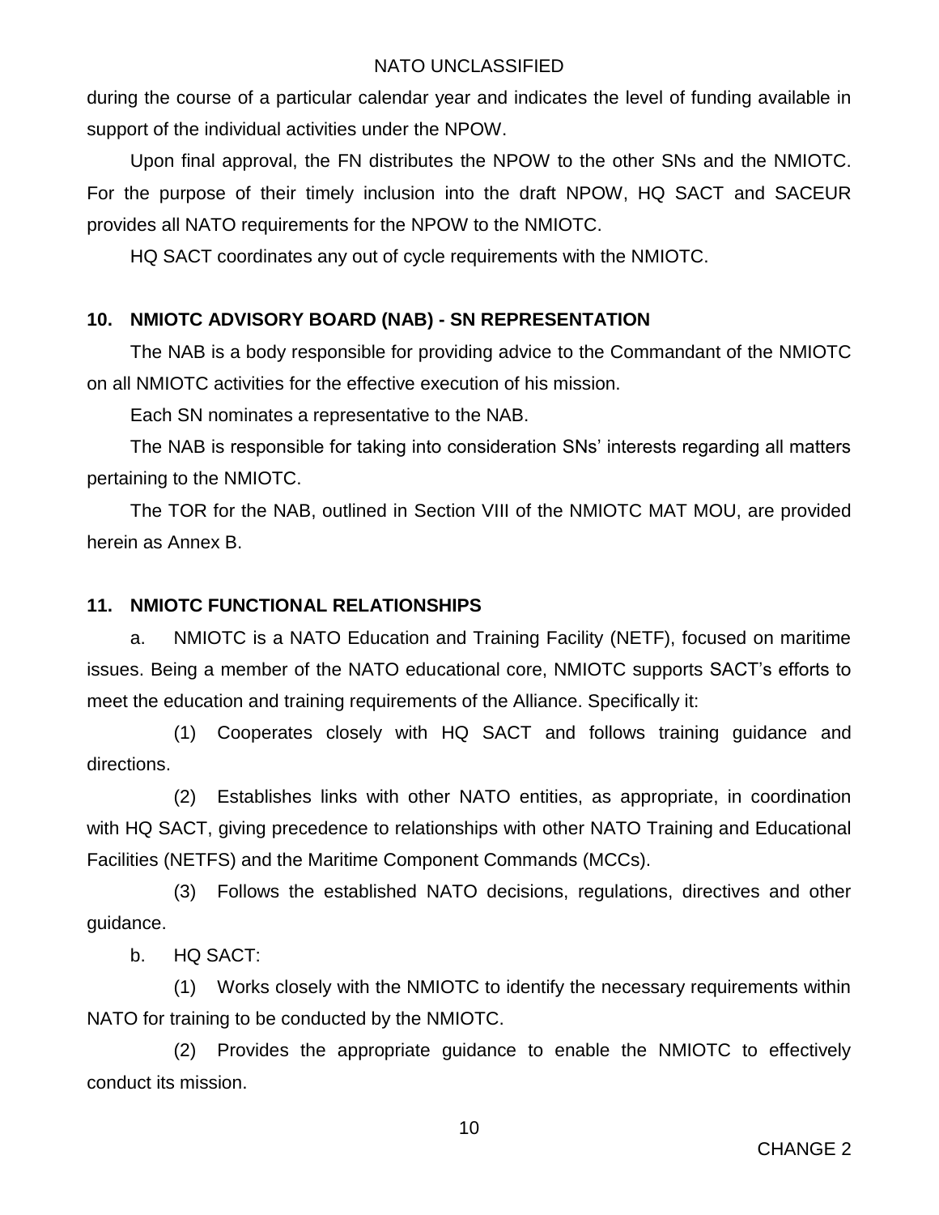during the course of a particular calendar year and indicates the level of funding available in support of the individual activities under the NPOW.

Upon final approval, the FN distributes the NPOW to the other SNs and the NMIOTC. For the purpose of their timely inclusion into the draft NPOW, HQ SACT and SACEUR provides all NATO requirements for the NPOW to the NMIOTC.

HQ SACT coordinates any out of cycle requirements with the NMIOTC.

## 10. NMIOTC ADVISORY BOARD (NAB) - SN REPRESENTATION

The NAB is a body responsible for providing advice to the Commandant of the NMIOTC on all NMIOTC activities for the effective execution of his mission.

Each SN nominates a representative to the NAB.

The NAB is responsible for taking into consideration SNs' interests regarding all matters pertaining to the NMIOTC.

The TOR for the NAB, outlined in Section VIII of the NMIOTC MAT MOU, are provided herein as Annex B.

## 11. NMIOTC FUNCTIONAL RELATIONSHIPS

a. NMIOTC is a NATO Education and Training Facility (NETF), focused on maritime issues. Being a member of the NATO educational core, NMIOTC supports SACT's efforts to meet the education and training requirements of the Alliance. Specifically it:

(1) Cooperates closely with HQ SACT and follows training guidance and directions.

(2) Establishes links with other NATO entities, as appropriate, in coordination with HQ SACT, giving precedence to relationships with other NATO Training and Educational Facilities (NETFS) and the Maritime Component Commands (MCCs).

(3) Follows the established NATO decisions, regulations, directives and other guidance.

b. HQ SACT:

(1) Works closely with the NMIOTC to identify the necessary requirements within NATO for training to be conducted by the NMIOTC.

(2) Provides the appropriate guidance to enable the NMIOTC to effectively conduct its mission.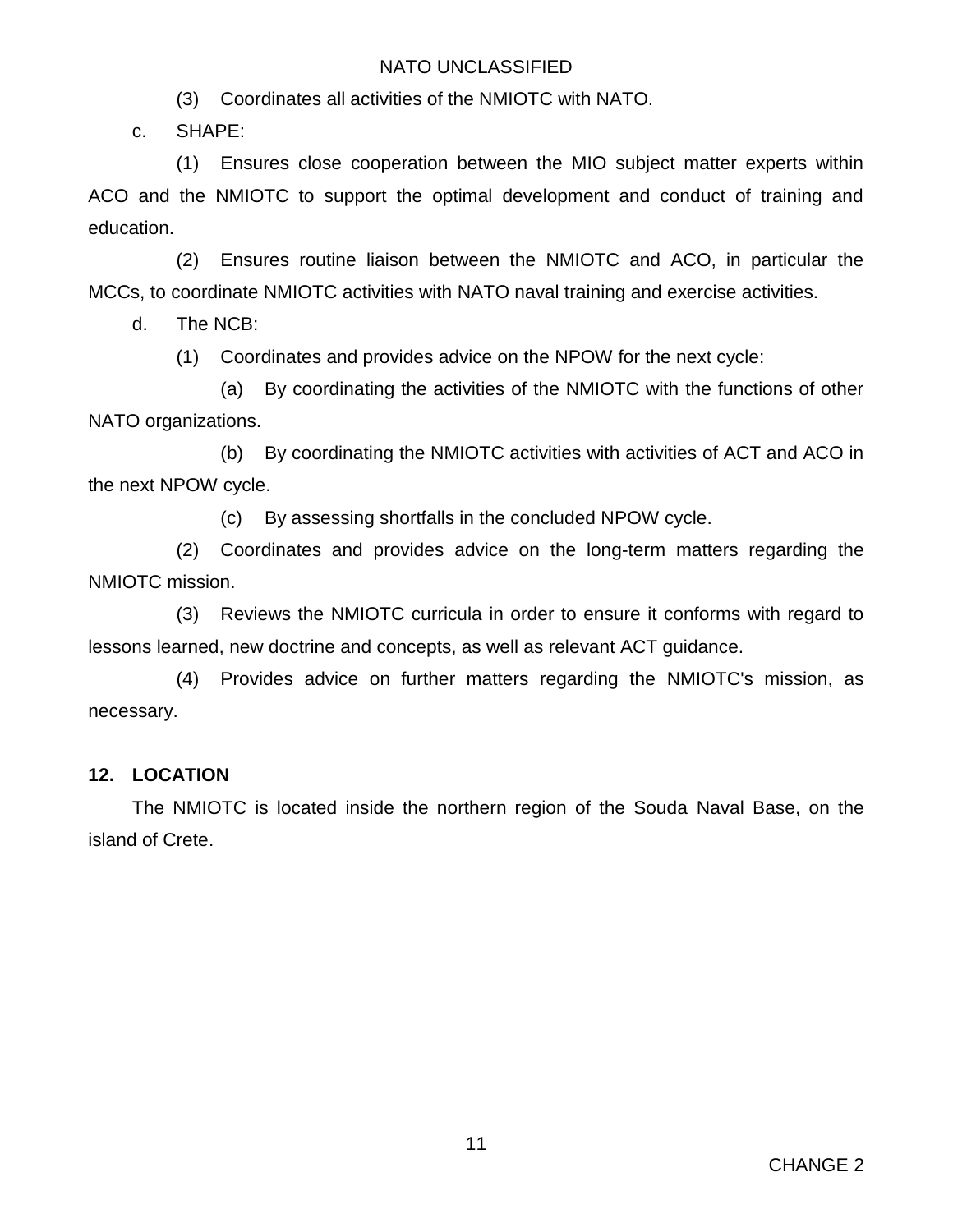(3) Coordinates all activities of the NMIOTC with NATO.

c. SHAPE:

(1) Ensures close cooperation between the MIO subject matter experts within ACO and the NMIOTC to support the optimal development and conduct of training and education.

(2) Ensures routine liaison between the NMIOTC and ACO, in particular the MCCs, to coordinate NMIOTC activities with NATO naval training and exercise activities.

d. The NCB:

(1) Coordinates and provides advice on the NPOW for the next cycle:

(a) By coordinating the activities of the NMIOTC with the functions of other NATO organizations.

(b) By coordinating the NMIOTC activities with activities of ACT and ACO in the next NPOW cycle.

(c) By assessing shortfalls in the concluded NPOW cycle.

(2) Coordinates and provides advice on the long-term matters regarding the NMIOTC mission.

(3) Reviews the NMIOTC curricula in order to ensure it conforms with regard to lessons learned, new doctrine and concepts, as well as relevant ACT guidance.

(4) Provides advice on further matters regarding the NMIOTC's mission, as necessary.

**12. LOCATION**

The NMIOTC is located inside the northern region of the Souda Naval Base, on the island of Crete.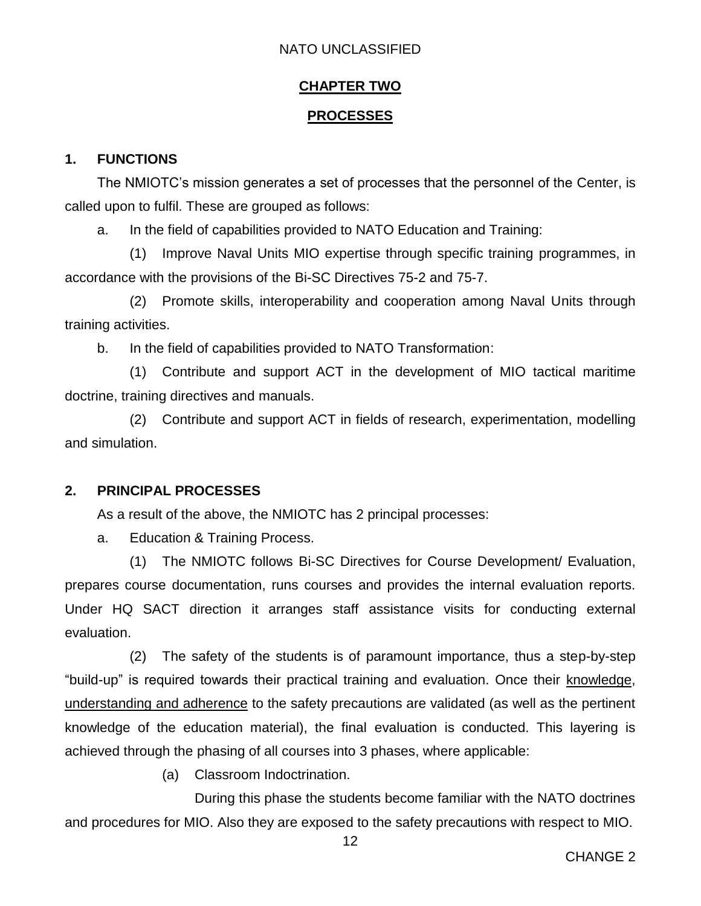## CHAPTER TWO

## PROCESSES

### 1. FUNCTIONS

The NMIOTC's mission generates a set of processes that the personnel of the Center, is called upon to fulfil. These are grouped as follows:

a. In the field of capabilities provided to NATO Education and Training:

(1) Improve Naval Units MIO expertise through specific training programmes, in accordance with the provisions of the Bi-SC Directives 75-2 and 75-7.

(2) Promote skills, interoperability and cooperation among Naval Units through training activities.

b. In the field of capabilities provided to NATO Transformation:

(1) Contribute and support ACT in the development of MIO tactical maritime doctrine, training directives and manuals.

(2) Contribute and support ACT in fields of research, experimentation, modelling and simulation.

### 2. PRINCIPAL PROCESSES

As a result of the above, the NMIOTC has 2 principal processes:

a. Education & Training Process.

(1) The NMIOTC follows Bi-SC Directives for Course Development/ Evaluation, prepares course documentation, runs courses and provides the internal evaluation reports. Under HQ SACT direction it arranges staff assistance visits for conducting external evaluation.

(2) The safety of the students is of paramount importance, thus a step-by-step "build-up" is required towards their practical training and evaluation. Once their knowledge, understanding and adherence to the safety precautions are validated (as well as the pertinent knowledge of the education material), the final evaluation is conducted. This layering is achieved through the phasing of all courses into 3 phases, where applicable:

(a) Classroom Indoctrination.

During this phase the students become familiar with the NATO doctrines and procedures for MIO. Also they are exposed to the safety precautions with respect to MIO.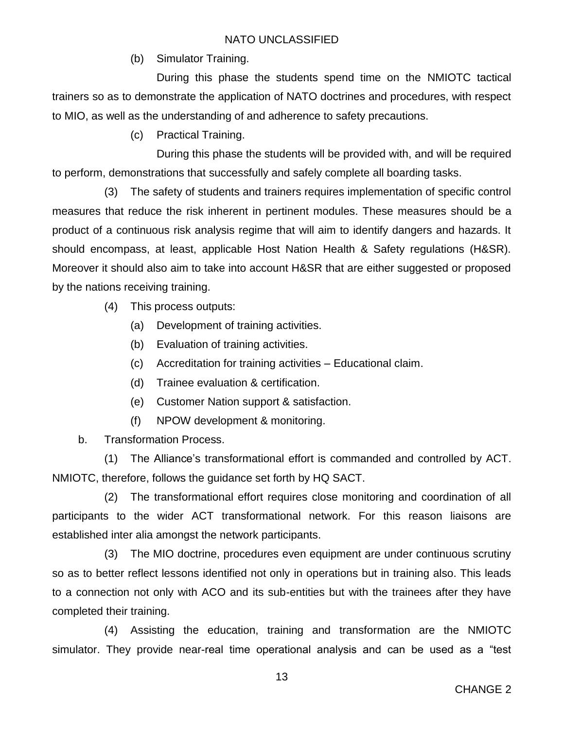(b) Simulator Training.

During this phase the students spend time on the NMIOTC tactical trainers so as to demonstrate the application of NATO doctrines and procedures, with respect to MIO, as well as the understanding of and adherence to safety precautions.

(c) Practical Training.

During this phase the students will be provided with, and will be required to perform, demonstrations that successfully and safely complete all boarding tasks.

(3) The safety of students and trainers requires implementation of specific control measures that reduce the risk inherent in pertinent modules. These measures should be a product of a continuous risk analysis regime that will aim to identify dangers and hazards. It should encompass, at least, applicable Host Nation Health & Safety regulations (H&SR). Moreover it should also aim to take into account H&SR that are either suggested or proposed by the nations receiving training.

(4) This process outputs:

(a) Development of training activities.

(b) Evaluation of training activities.

(c) Accreditation for training activities – Educational claim.

(d) Trainee evaluation & certification.

(e) Customer Nation support & satisfaction.

(f) NPOW development & monitoring.

b. Transformation Process.

(1) The Alliance's transformational effort is commanded and controlled by ACT. NMIOTC, therefore, follows the guidance set forth by HQ SACT.

(2) The transformational effort requires close monitoring and coordination of all participants to the wider ACT transformational network. For this reason liaisons are established inter alia amongst the network participants.

(3) The MIO doctrine, procedures even equipment are under continuous scrutiny so as to better reflect lessons identified not only in operations but in training also. This leads to a connection not only with ACO and its sub-entities but with the trainees after they have completed their training.

(4) Assisting the education, training and transformation are the NMIOTC simulator. They provide near-real time operational analysis and can be used as a "test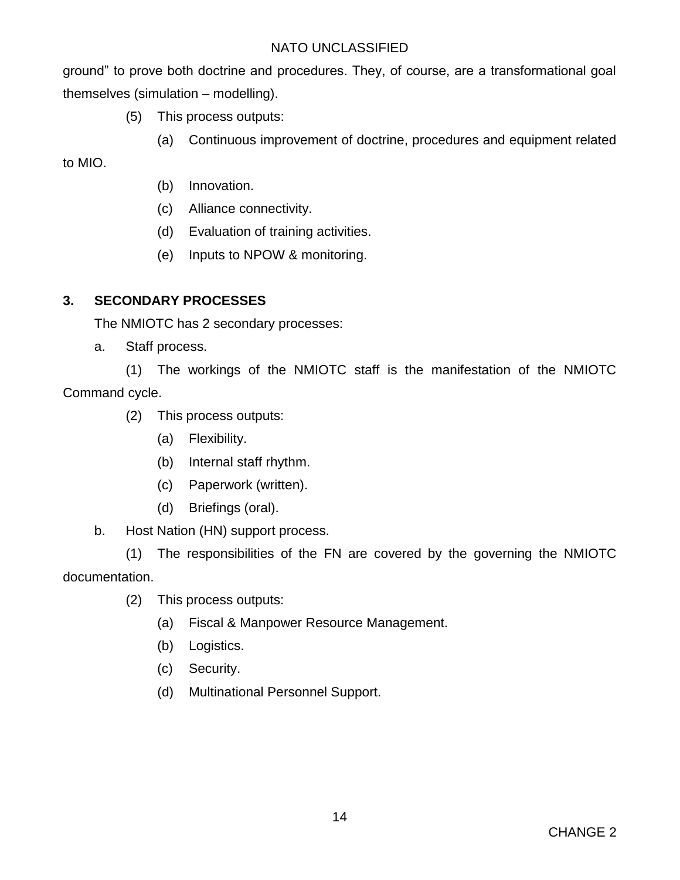ground” to prove both doctrine and procedures. They, of course, are a transformational goal themselves (simulation – modelling).

(5) This process outputs:

(a) Continuous improvement of doctrine, procedures and equipment related to MIO.

(b) Innovation.

(c) Alliance connectivity.

(d) Evaluation of training activities.

(e) Inputs to NPOW & monitoring.

**3. SECONDARY PROCESSES**

The NMIOTC has 2 secondary processes:

a. Staff process.

(1) The workings of the NMIOTC staff is the manifestation of the NMIOTC Command cycle.

(2) This process outputs:

(a) Flexibility.

(b) Internal staff rhythm.

(c) Paperwork (written).

(d) Briefings (oral).

b. Host Nation (HN) support process.

(1) The responsibilities of the FN are covered by the governing the NMIOTC documentation.

(2) This process outputs:

(a) Fiscal & Manpower Resource Management.

(b) Logistics.

(c) Security.

(d) Multinational Personnel Support.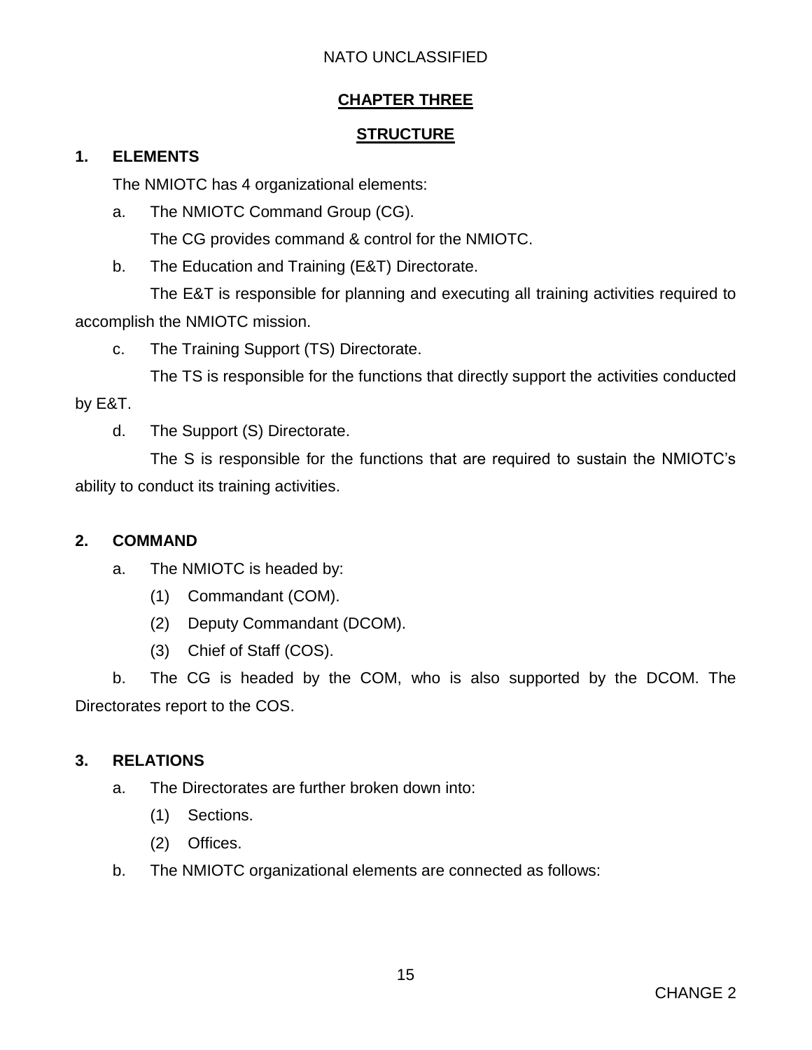## CHAPTER THREE

## STRUCTURE

### 1. ELEMENTS

The NMIOTC has 4 organizational elements:

a. The NMIOTC Command Group (CG).

The CG provides command & control for the NMIOTC.

b. The Education and Training (E&T) Directorate.

The E&T is responsible for planning and executing all training activities required to accomplish the NMIOTC mission.

c. The Training Support (TS) Directorate.

The TS is responsible for the functions that directly support the activities conducted by E&T.

d. The Support (S) Directorate.

The S is responsible for the functions that are required to sustain the NMIOTC's ability to conduct its training activities.

### 2. COMMAND

a. The NMIOTC is headed by:

(1) Commandant (COM).

(2) Deputy Commandant (DCOM).

(3) Chief of Staff (COS).

b. The CG is headed by the COM, who is also supported by the DCOM. The Directorates report to the COS.

### 3. RELATIONS

a. The Directorates are further broken down into:

(1) Sections.

(2) Offices.

b. The NMIOTC organizational elements are connected as follows: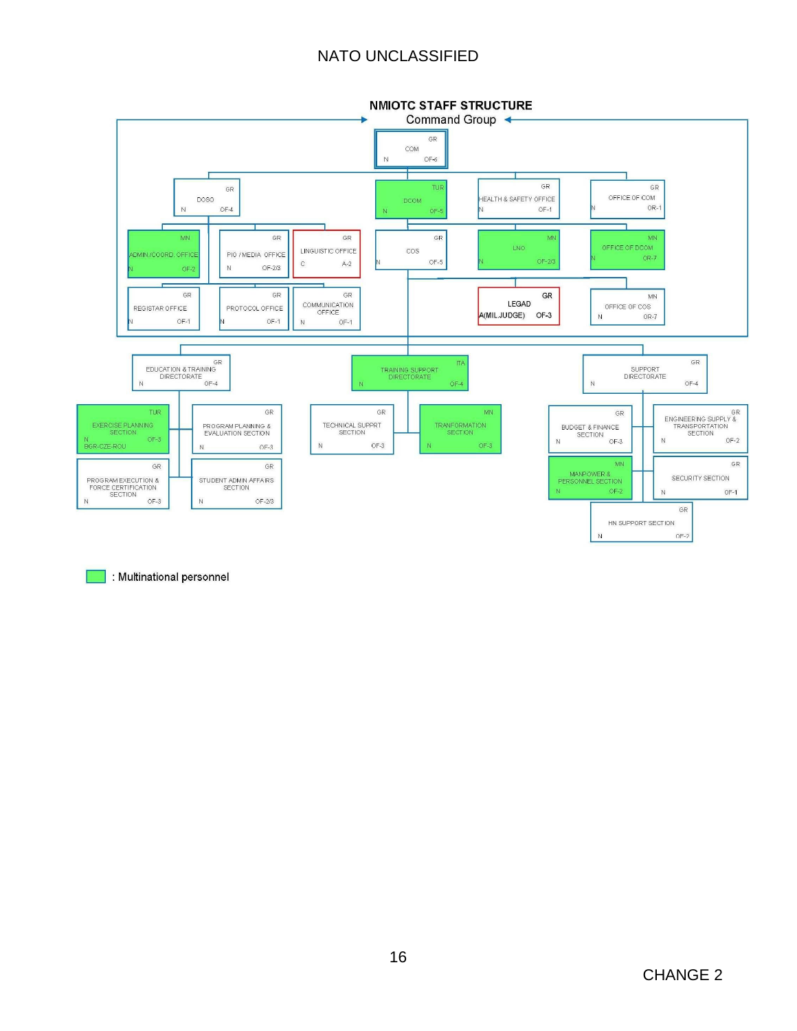# NMIOTC STAFF STRUCTURE

## Command Group

- **COM** — GR — N — OF-6
  - **DOSO** — GR — N — OF-4
    - ADMIN./COORD. OFFICE — MN — N — OF-2
    - PIO / MEDIA OFFICE — GR — N — OF-2/3
    - LINGUISTIC OFFICE — GR — C — A-2
    - REGISTAR OFFICE — GR — N — OF-1
    - PROTOCOL OFFICE — GR — N — OF-1
    - COMMUNICATION OFFICE — GR — N — OF-1
  - **DCOM** — TUR — N — OF-5
    - COS — GR — N — OF-5
      - LEGAD A(MIL.JUDGE) — GR — OF-3
      - OFFICE OF COS — MN — N — OR-7
    - LNO — MN — N — OF-2/3
    - OFFICE OF DCOM — MN — N — OR-7
  - HEALTH & SAFETY OFFICE — GR — N — OF-1
  - OFFICE OF COM — GR — N — OR-1

## Directorates

- **EDUCATION & TRAINING DIRECTORATE** — GR — N — OF-4
  - EXERCISE PLANNING SECTION — TUR — N — OF-3 — BGR-CZE-ROU
  - PROGRAM PLANNING & EVALUATION SECTION — GR — N — OF-3
  - PROGRAM EXECUTION & FORCE CERTIFICATION SECTION — GR — N — OF-3
  - STUDENT ADMIN AFFAIRS SECTION — GR — N — OF-2/3
- **TRAINING SUPPORT DIRECTORATE** — ITA — N — OF-4
  - TECHNICAL SUPPRT SECTION — GR — N — OF-3
  - TRANFORMATION SECTION — MN — N — OF-3
- **SUPPORT DIRECTORATE** — GR — N — OF-4
  - BUDGET & FINANCE SECTION — GR — N — OF-3
  - ENGINEERING SUPPLY & TRANSPORTATION SECTION — GR — N — OF-2
  - MANPOWER & PERSONNEL SECTION — MN — N — OF-2
  - SECURITY SECTION — GR — N — OF-1
  - HN SUPPORT SECTION — GR — N — OF-2

: Multinational personnel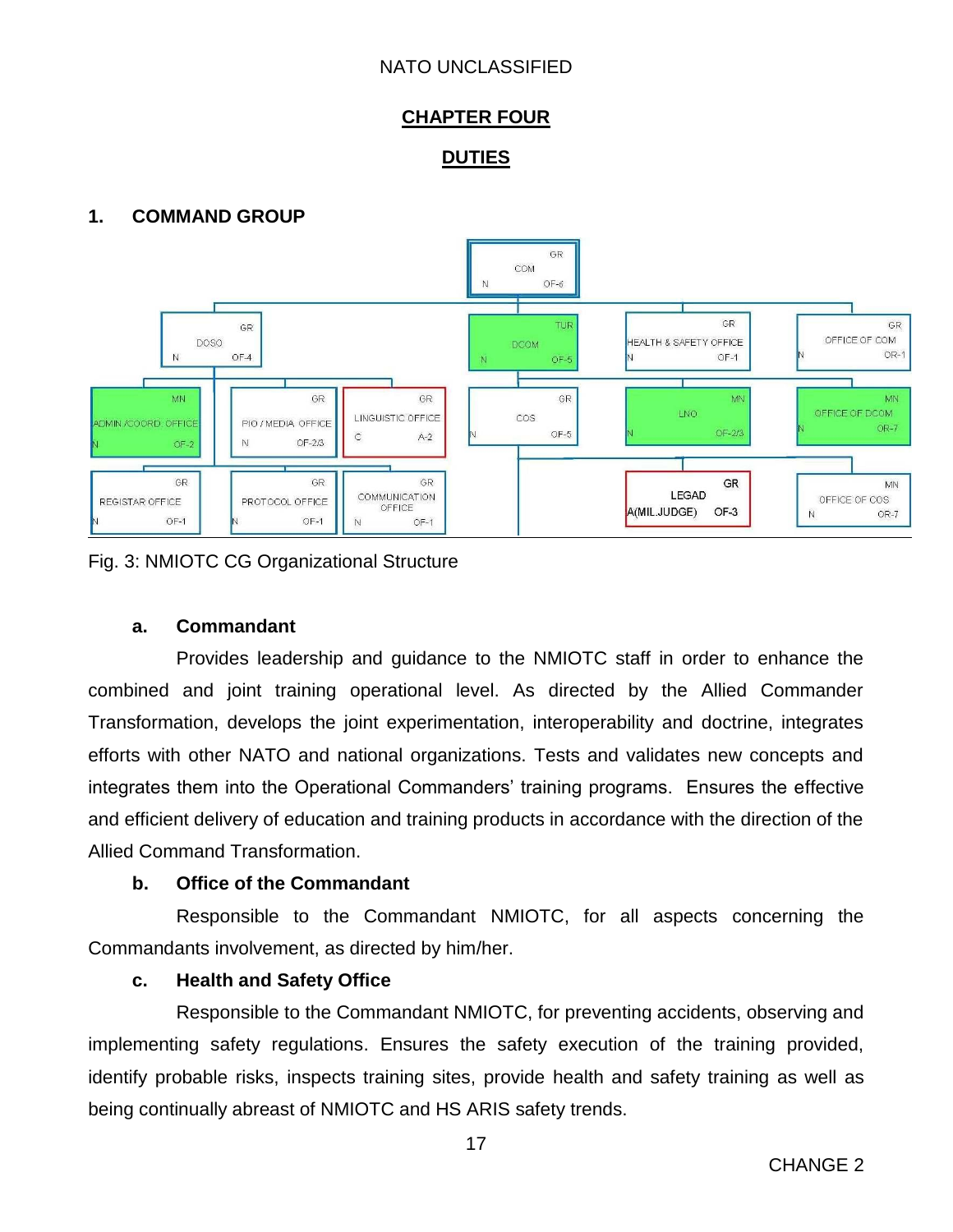## CHAPTER FOUR

## DUTIES

### 1. COMMAND GROUP

Fig. 3: NMIOTC CG Organizational Structure

#### a. Commandant

Provides leadership and guidance to the NMIOTC staff in order to enhance the combined and joint training operational level. As directed by the Allied Commander Transformation, develops the joint experimentation, interoperability and doctrine, integrates efforts with other NATO and national organizations. Tests and validates new concepts and integrates them into the Operational Commanders' training programs. Ensures the effective and efficient delivery of education and training products in accordance with the direction of the Allied Command Transformation.

#### b. Office of the Commandant

Responsible to the Commandant NMIOTC, for all aspects concerning the Commandants involvement, as directed by him/her.

#### c. Health and Safety Office

Responsible to the Commandant NMIOTC, for preventing accidents, observing and implementing safety regulations. Ensures the safety execution of the training provided, identify probable risks, inspects training sites, provide health and safety training as well as being continually abreast of NMIOTC and HS ARIS safety trends.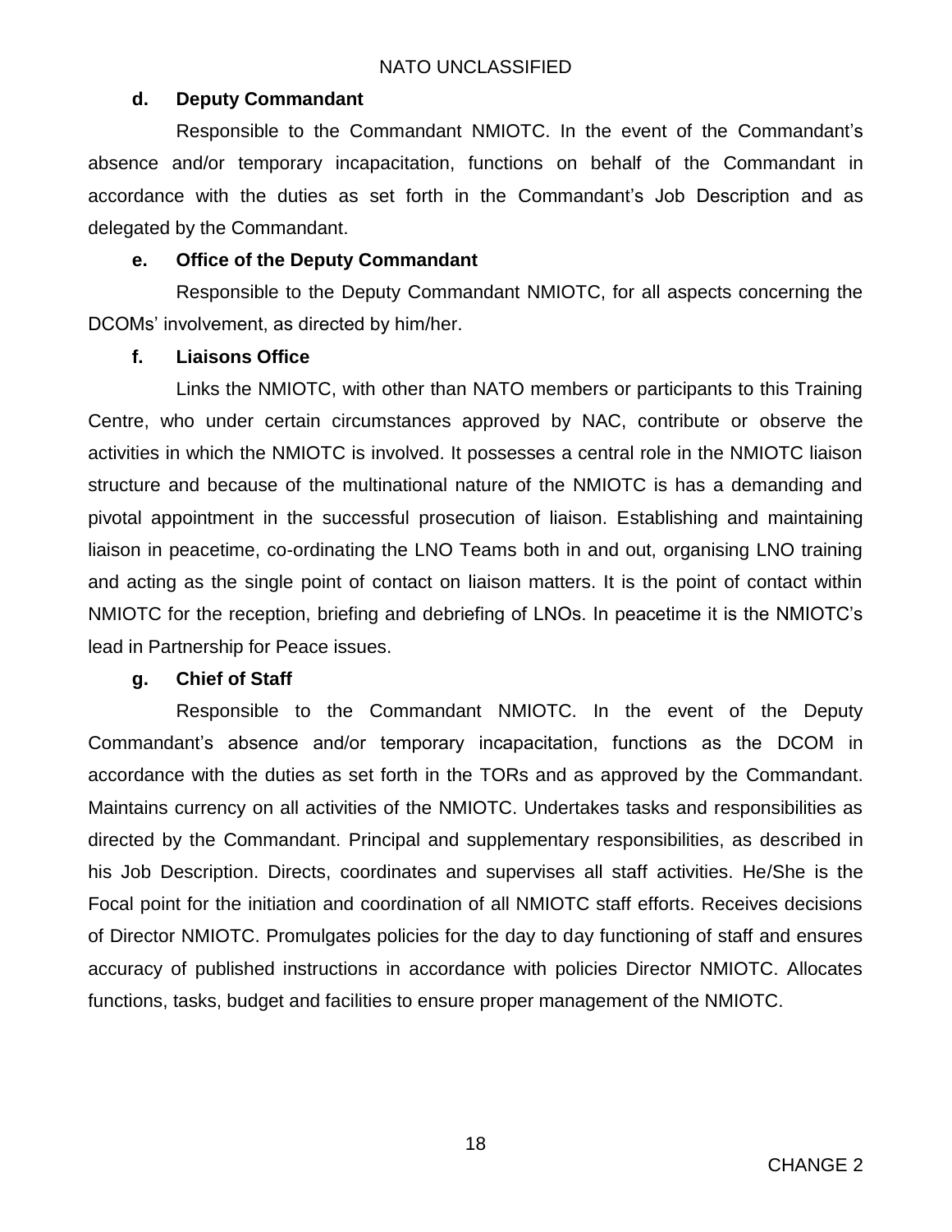**d. Deputy Commandant**

Responsible to the Commandant NMIOTC. In the event of the Commandant's absence and/or temporary incapacitation, functions on behalf of the Commandant in accordance with the duties as set forth in the Commandant's Job Description and as delegated by the Commandant.

**e. Office of the Deputy Commandant**

Responsible to the Deputy Commandant NMIOTC, for all aspects concerning the DCOMs' involvement, as directed by him/her.

**f. Liaisons Office**

Links the NMIOTC, with other than NATO members or participants to this Training Centre, who under certain circumstances approved by NAC, contribute or observe the activities in which the NMIOTC is involved. It possesses a central role in the NMIOTC liaison structure and because of the multinational nature of the NMIOTC is has a demanding and pivotal appointment in the successful prosecution of liaison. Establishing and maintaining liaison in peacetime, co-ordinating the LNO Teams both in and out, organising LNO training and acting as the single point of contact on liaison matters. It is the point of contact within NMIOTC for the reception, briefing and debriefing of LNOs. In peacetime it is the NMIOTC's lead in Partnership for Peace issues.

**g. Chief of Staff**

Responsible to the Commandant NMIOTC. In the event of the Deputy Commandant's absence and/or temporary incapacitation, functions as the DCOM in accordance with the duties as set forth in the TORs and as approved by the Commandant. Maintains currency on all activities of the NMIOTC. Undertakes tasks and responsibilities as directed by the Commandant. Principal and supplementary responsibilities, as described in his Job Description. Directs, coordinates and supervises all staff activities. He/She is the Focal point for the initiation and coordination of all NMIOTC staff efforts. Receives decisions of Director NMIOTC. Promulgates policies for the day to day functioning of staff and ensures accuracy of published instructions in accordance with policies Director NMIOTC. Allocates functions, tasks, budget and facilities to ensure proper management of the NMIOTC.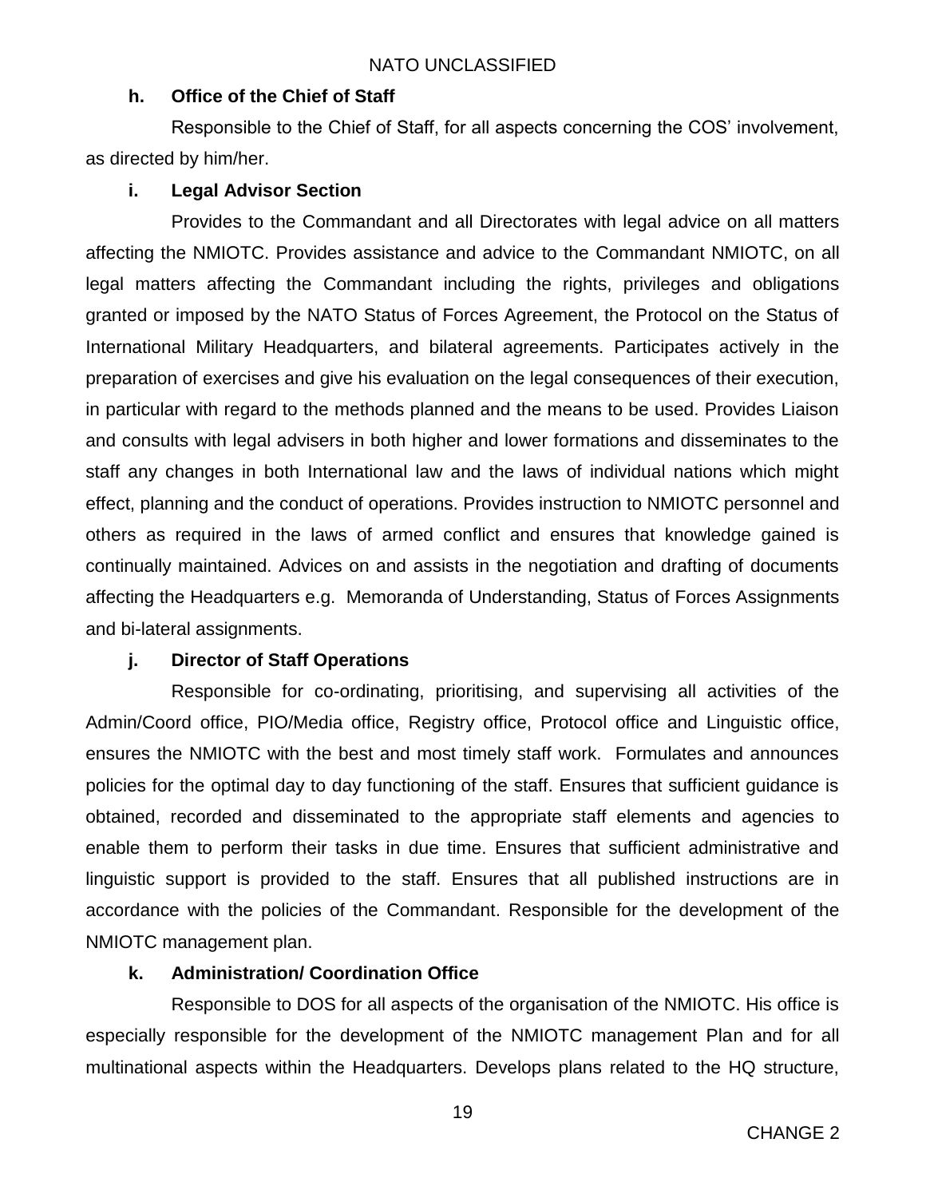**h. Office of the Chief of Staff**

Responsible to the Chief of Staff, for all aspects concerning the COS' involvement, as directed by him/her.

**i. Legal Advisor Section**

Provides to the Commandant and all Directorates with legal advice on all matters affecting the NMIOTC. Provides assistance and advice to the Commandant NMIOTC, on all legal matters affecting the Commandant including the rights, privileges and obligations granted or imposed by the NATO Status of Forces Agreement, the Protocol on the Status of International Military Headquarters, and bilateral agreements. Participates actively in the preparation of exercises and give his evaluation on the legal consequences of their execution, in particular with regard to the methods planned and the means to be used. Provides Liaison and consults with legal advisers in both higher and lower formations and disseminates to the staff any changes in both International law and the laws of individual nations which might effect, planning and the conduct of operations. Provides instruction to NMIOTC personnel and others as required in the laws of armed conflict and ensures that knowledge gained is continually maintained. Advices on and assists in the negotiation and drafting of documents affecting the Headquarters e.g. Memoranda of Understanding, Status of Forces Assignments and bi-lateral assignments.

**j. Director of Staff Operations**

Responsible for co-ordinating, prioritising, and supervising all activities of the Admin/Coord office, PIO/Media office, Registry office, Protocol office and Linguistic office, ensures the NMIOTC with the best and most timely staff work. Formulates and announces policies for the optimal day to day functioning of the staff. Ensures that sufficient guidance is obtained, recorded and disseminated to the appropriate staff elements and agencies to enable them to perform their tasks in due time. Ensures that sufficient administrative and linguistic support is provided to the staff. Ensures that all published instructions are in accordance with the policies of the Commandant. Responsible for the development of the NMIOTC management plan.

**k. Administration/ Coordination Office**

Responsible to DOS for all aspects of the organisation of the NMIOTC. His office is especially responsible for the development of the NMIOTC management Plan and for all multinational aspects within the Headquarters. Develops plans related to the HQ structure,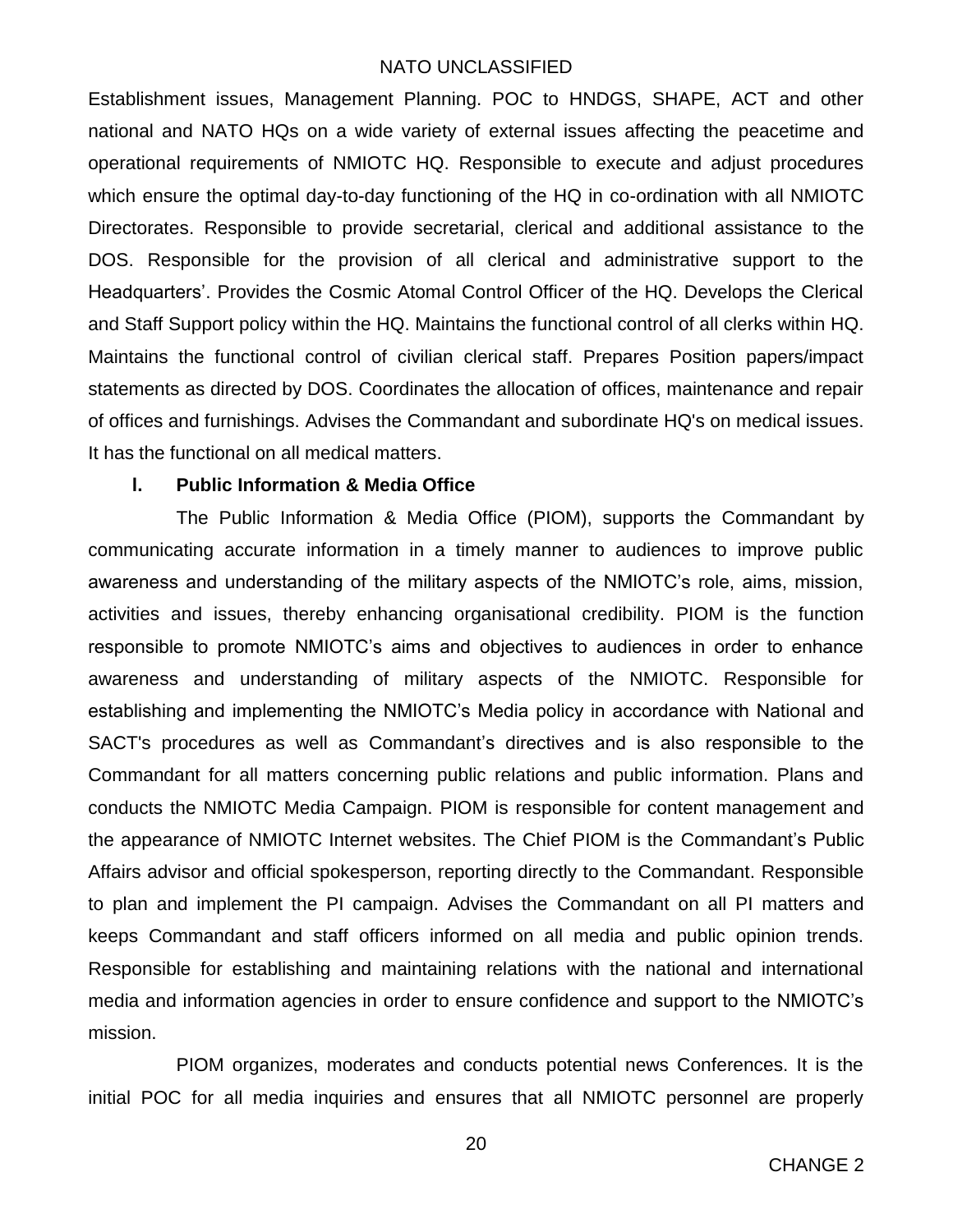Establishment issues, Management Planning. POC to HNDGS, SHAPE, ACT and other national and NATO HQs on a wide variety of external issues affecting the peacetime and operational requirements of NMIOTC HQ. Responsible to execute and adjust procedures which ensure the optimal day-to-day functioning of the HQ in co-ordination with all NMIOTC Directorates. Responsible to provide secretarial, clerical and additional assistance to the DOS. Responsible for the provision of all clerical and administrative support to the Headquarters'. Provides the Cosmic Atomal Control Officer of the HQ. Develops the Clerical and Staff Support policy within the HQ. Maintains the functional control of all clerks within HQ. Maintains the functional control of civilian clerical staff. Prepares Position papers/impact statements as directed by DOS. Coordinates the allocation of offices, maintenance and repair of offices and furnishings. Advises the Commandant and subordinate HQ's on medical issues. It has the functional on all medical matters.

**l. Public Information & Media Office**

The Public Information & Media Office (PIOM), supports the Commandant by communicating accurate information in a timely manner to audiences to improve public awareness and understanding of the military aspects of the NMIOTC's role, aims, mission, activities and issues, thereby enhancing organisational credibility. PIOM is the function responsible to promote NMIOTC's aims and objectives to audiences in order to enhance awareness and understanding of military aspects of the NMIOTC. Responsible for establishing and implementing the NMIOTC's Media policy in accordance with National and SACT's procedures as well as Commandant's directives and is also responsible to the Commandant for all matters concerning public relations and public information. Plans and conducts the NMIOTC Media Campaign. PIOM is responsible for content management and the appearance of NMIOTC Internet websites. The Chief PIOM is the Commandant's Public Affairs advisor and official spokesperson, reporting directly to the Commandant. Responsible to plan and implement the PI campaign. Advises the Commandant on all PI matters and keeps Commandant and staff officers informed on all media and public opinion trends. Responsible for establishing and maintaining relations with the national and international media and information agencies in order to ensure confidence and support to the NMIOTC's mission.

PIOM organizes, moderates and conducts potential news Conferences. It is the initial POC for all media inquiries and ensures that all NMIOTC personnel are properly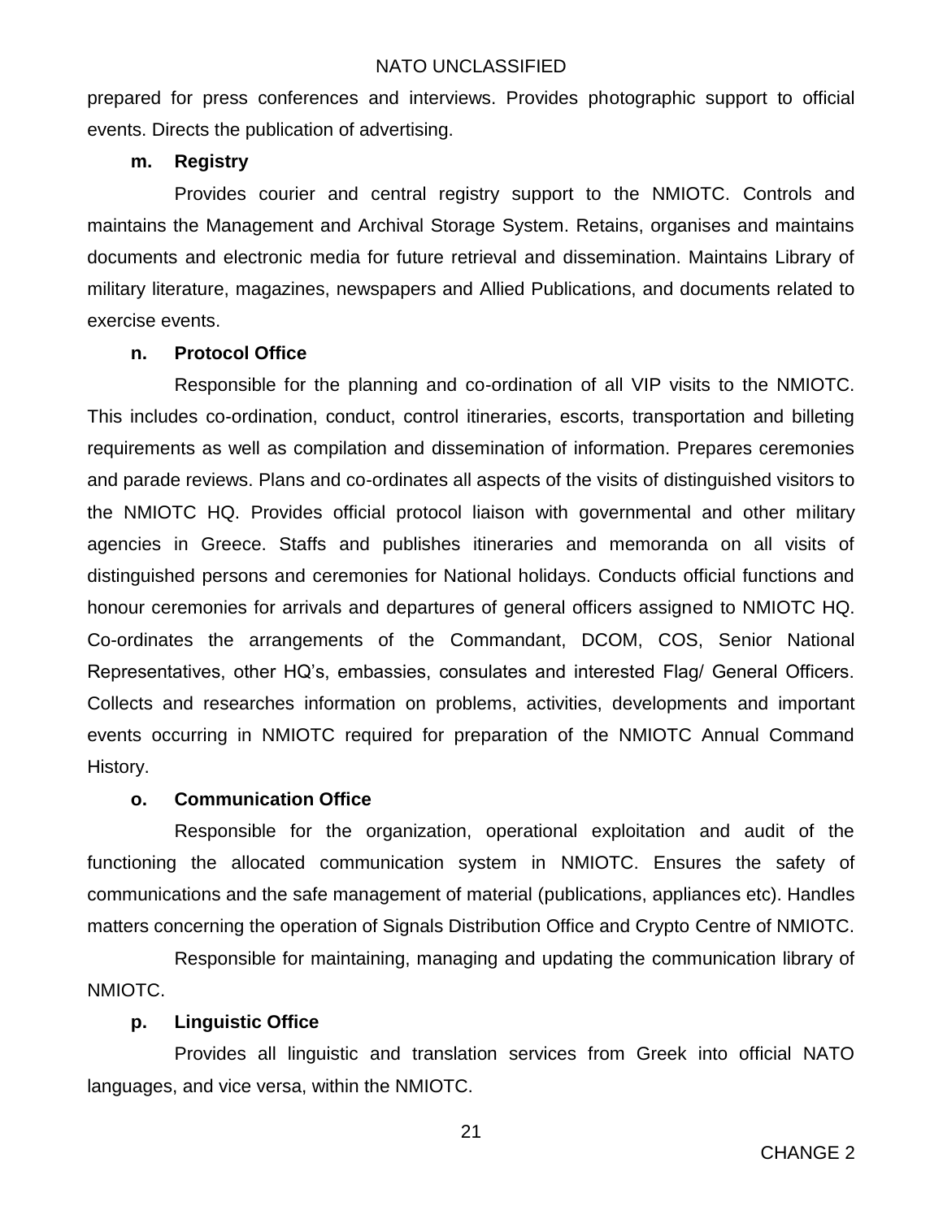prepared for press conferences and interviews. Provides photographic support to official events. Directs the publication of advertising.

**m. Registry**

Provides courier and central registry support to the NMIOTC. Controls and maintains the Management and Archival Storage System. Retains, organises and maintains documents and electronic media for future retrieval and dissemination. Maintains Library of military literature, magazines, newspapers and Allied Publications, and documents related to exercise events.

**n. Protocol Office**

Responsible for the planning and co-ordination of all VIP visits to the NMIOTC. This includes co-ordination, conduct, control itineraries, escorts, transportation and billeting requirements as well as compilation and dissemination of information. Prepares ceremonies and parade reviews. Plans and co-ordinates all aspects of the visits of distinguished visitors to the NMIOTC HQ. Provides official protocol liaison with governmental and other military agencies in Greece. Staffs and publishes itineraries and memoranda on all visits of distinguished persons and ceremonies for National holidays. Conducts official functions and honour ceremonies for arrivals and departures of general officers assigned to NMIOTC HQ. Co-ordinates the arrangements of the Commandant, DCOM, COS, Senior National Representatives, other HQ's, embassies, consulates and interested Flag/ General Officers. Collects and researches information on problems, activities, developments and important events occurring in NMIOTC required for preparation of the NMIOTC Annual Command History.

**o. Communication Office**

Responsible for the organization, operational exploitation and audit of the functioning the allocated communication system in NMIOTC. Ensures the safety of communications and the safe management of material (publications, appliances etc). Handles matters concerning the operation of Signals Distribution Office and Crypto Centre of NMIOTC.

Responsible for maintaining, managing and updating the communication library of NMIOTC.

**p. Linguistic Office**

Provides all linguistic and translation services from Greek into official NATO languages, and vice versa, within the NMIOTC.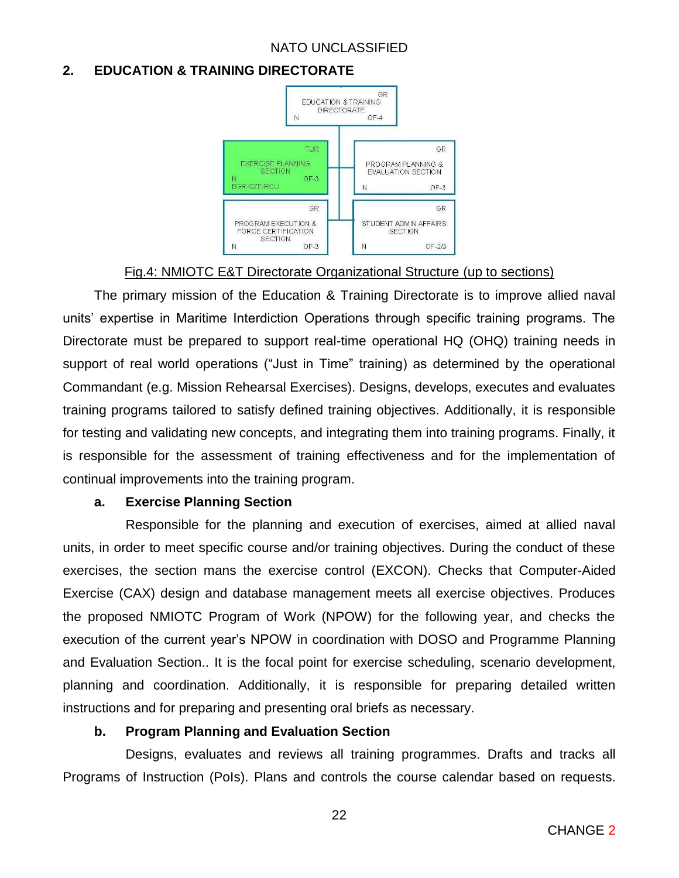## 2. EDUCATION & TRAINING DIRECTORATE

EDUCATION & TRAINING DIRECTORATE — GR — N — OF-4

EXERCISE PLANNING SECTION — TUR — N — OF-3 — BGR-CZE-ROU

PROGRAM PLANNING & EVALUATION SECTION — GR — N — OF-3

PROGRAM EXECUTION & FORCE CERTIFICATION SECTION — GR — N — OF-3

STUDENT ADMIN AFFAIRS SECTION — GR — N — OF-2/3

Fig.4: NMIOTC E&T Directorate Organizational Structure (up to sections)

The primary mission of the Education & Training Directorate is to improve allied naval units' expertise in Maritime Interdiction Operations through specific training programs. The Directorate must be prepared to support real-time operational HQ (OHQ) training needs in support of real world operations ("Just in Time" training) as determined by the operational Commandant (e.g. Mission Rehearsal Exercises). Designs, develops, executes and evaluates training programs tailored to satisfy defined training objectives. Additionally, it is responsible for testing and validating new concepts, and integrating them into training programs. Finally, it is responsible for the assessment of training effectiveness and for the implementation of continual improvements into the training program.

### a. Exercise Planning Section

Responsible for the planning and execution of exercises, aimed at allied naval units, in order to meet specific course and/or training objectives. During the conduct of these exercises, the section mans the exercise control (EXCON). Checks that Computer-Aided Exercise (CAX) design and database management meets all exercise objectives. Produces the proposed NMIOTC Program of Work (NPOW) for the following year, and checks the execution of the current year's NPOW in coordination with DOSO and Programme Planning and Evaluation Section.. It is the focal point for exercise scheduling, scenario development, planning and coordination. Additionally, it is responsible for preparing detailed written instructions and for preparing and presenting oral briefs as necessary.

### b. Program Planning and Evaluation Section

Designs, evaluates and reviews all training programmes. Drafts and tracks all Programs of Instruction (PoIs). Plans and controls the course calendar based on requests.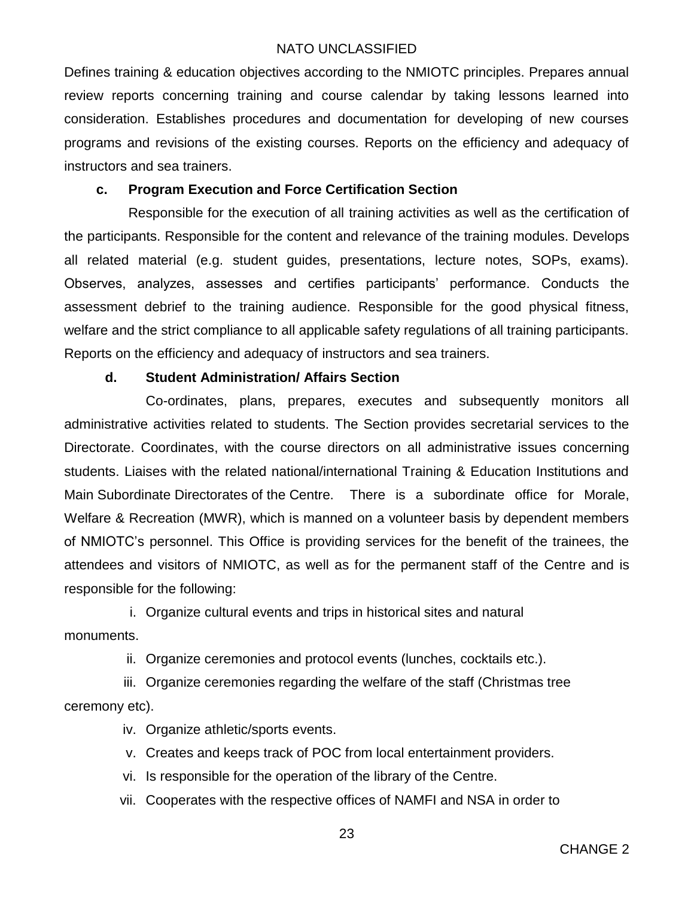Defines training & education objectives according to the NMIOTC principles. Prepares annual review reports concerning training and course calendar by taking lessons learned into consideration. Establishes procedures and documentation for developing of new courses programs and revisions of the existing courses. Reports on the efficiency and adequacy of instructors and sea trainers.

**c. Program Execution and Force Certification Section**

Responsible for the execution of all training activities as well as the certification of the participants. Responsible for the content and relevance of the training modules. Develops all related material (e.g. student guides, presentations, lecture notes, SOPs, exams). Observes, analyzes, assesses and certifies participants' performance. Conducts the assessment debrief to the training audience. Responsible for the good physical fitness, welfare and the strict compliance to all applicable safety regulations of all training participants. Reports on the efficiency and adequacy of instructors and sea trainers.

**d. Student Administration/ Affairs Section**

Co-ordinates, plans, prepares, executes and subsequently monitors all administrative activities related to students. The Section provides secretarial services to the Directorate. Coordinates, with the course directors on all administrative issues concerning students. Liaises with the related national/international Training & Education Institutions and Main Subordinate Directorates of the Centre. There is a subordinate office for Morale, Welfare & Recreation (MWR), which is manned on a volunteer basis by dependent members of NMIOTC's personnel. This Office is providing services for the benefit of the trainees, the attendees and visitors of NMIOTC, as well as for the permanent staff of the Centre and is responsible for the following:

i. Organize cultural events and trips in historical sites and natural monuments.

ii. Organize ceremonies and protocol events (lunches, cocktails etc.).

iii. Organize ceremonies regarding the welfare of the staff (Christmas tree ceremony etc).

iv. Organize athletic/sports events.

v. Creates and keeps track of POC from local entertainment providers.

vi. Is responsible for the operation of the library of the Centre.

vii. Cooperates with the respective offices of NAMFI and NSA in order to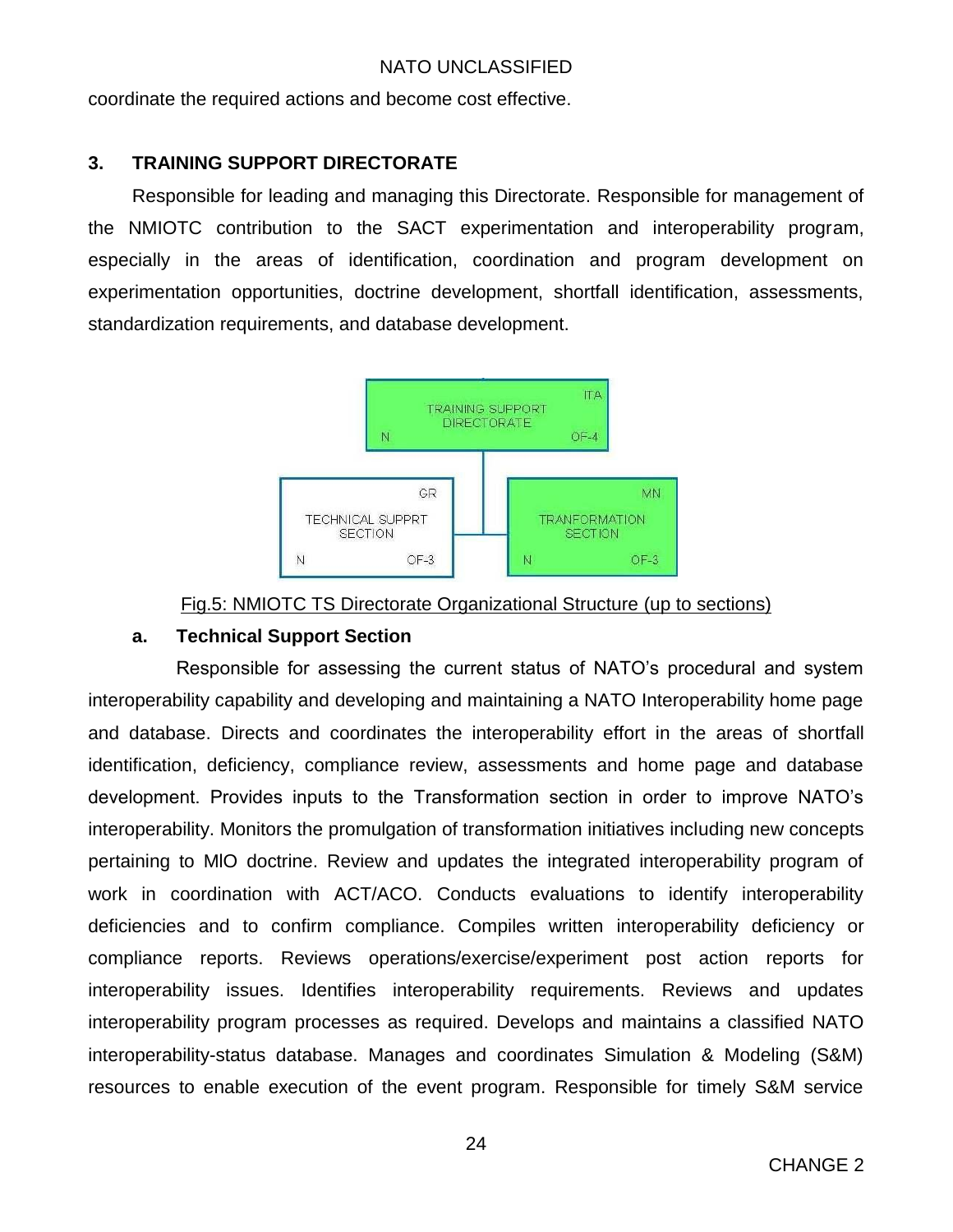coordinate the required actions and become cost effective.

## 3. TRAINING SUPPORT DIRECTORATE

Responsible for leading and managing this Directorate. Responsible for management of the NMIOTC contribution to the SACT experimentation and interoperability program, especially in the areas of identification, coordination and program development on experimentation opportunities, doctrine development, shortfall identification, assessments, standardization requirements, and database development.

Fig.5: NMIOTC TS Directorate Organizational Structure (up to sections)

### a. Technical Support Section

Responsible for assessing the current status of NATO's procedural and system interoperability capability and developing and maintaining a NATO Interoperability home page and database. Directs and coordinates the interoperability effort in the areas of shortfall identification, deficiency, compliance review, assessments and home page and database development. Provides inputs to the Transformation section in order to improve NATO's interoperability. Monitors the promulgation of transformation initiatives including new concepts pertaining to MIO doctrine. Review and updates the integrated interoperability program of work in coordination with ACT/ACO. Conducts evaluations to identify interoperability deficiencies and to confirm compliance. Compiles written interoperability deficiency or compliance reports. Reviews operations/exercise/experiment post action reports for interoperability issues. Identifies interoperability requirements. Reviews and updates interoperability program processes as required. Develops and maintains a classified NATO interoperability-status database. Manages and coordinates Simulation & Modeling (S&M) resources to enable execution of the event program. Responsible for timely S&M service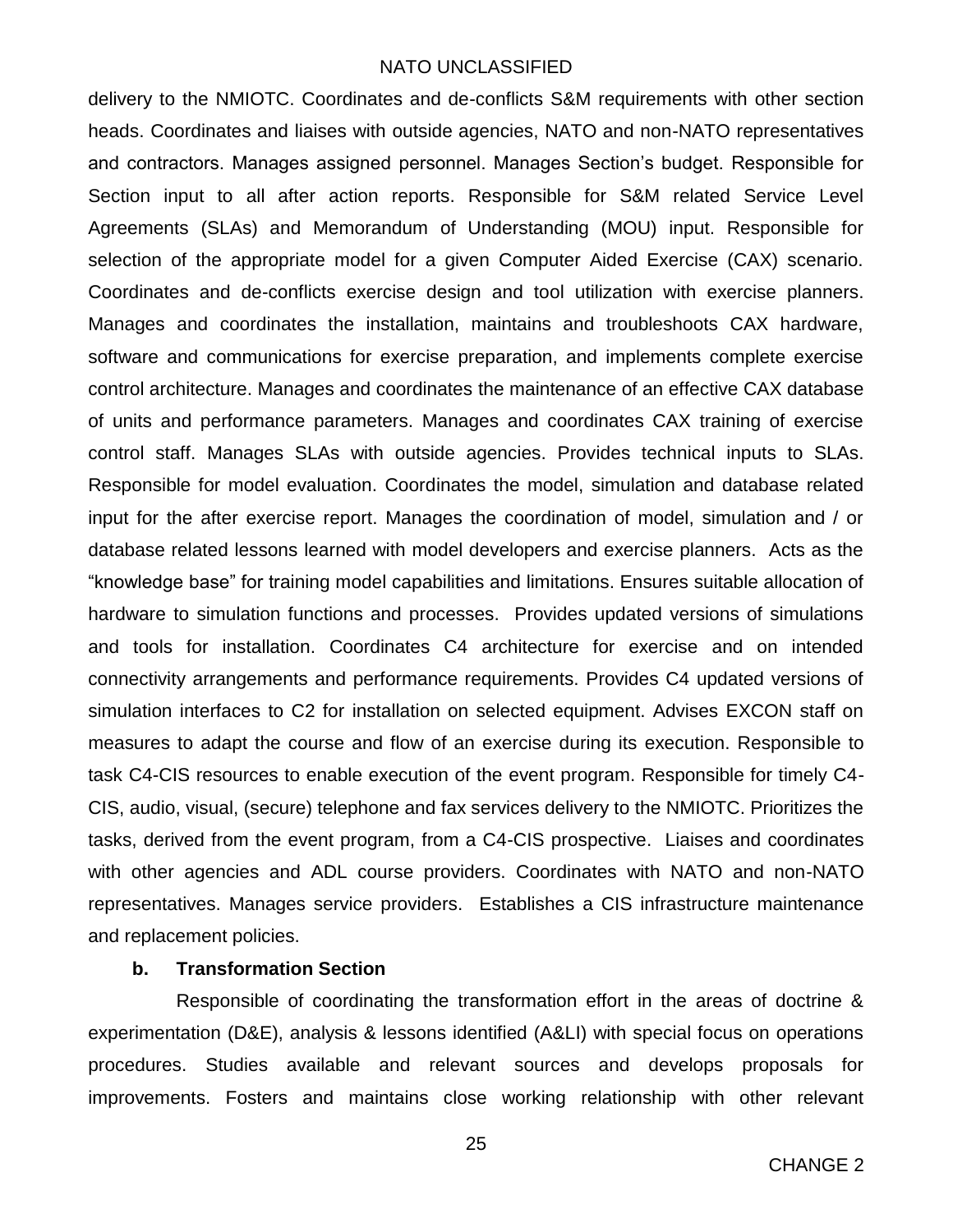delivery to the NMIOTC. Coordinates and de-conflicts S&M requirements with other section heads. Coordinates and liaises with outside agencies, NATO and non-NATO representatives and contractors. Manages assigned personnel. Manages Section's budget. Responsible for Section input to all after action reports. Responsible for S&M related Service Level Agreements (SLAs) and Memorandum of Understanding (MOU) input. Responsible for selection of the appropriate model for a given Computer Aided Exercise (CAX) scenario. Coordinates and de-conflicts exercise design and tool utilization with exercise planners. Manages and coordinates the installation, maintains and troubleshoots CAX hardware, software and communications for exercise preparation, and implements complete exercise control architecture. Manages and coordinates the maintenance of an effective CAX database of units and performance parameters. Manages and coordinates CAX training of exercise control staff. Manages SLAs with outside agencies. Provides technical inputs to SLAs. Responsible for model evaluation. Coordinates the model, simulation and database related input for the after exercise report. Manages the coordination of model, simulation and / or database related lessons learned with model developers and exercise planners. Acts as the "knowledge base" for training model capabilities and limitations. Ensures suitable allocation of hardware to simulation functions and processes. Provides updated versions of simulations and tools for installation. Coordinates C4 architecture for exercise and on intended connectivity arrangements and performance requirements. Provides C4 updated versions of simulation interfaces to C2 for installation on selected equipment. Advises EXCON staff on measures to adapt the course and flow of an exercise during its execution. Responsible to task C4-CIS resources to enable execution of the event program. Responsible for timely C4-CIS, audio, visual, (secure) telephone and fax services delivery to the NMIOTC. Prioritizes the tasks, derived from the event program, from a C4-CIS prospective. Liaises and coordinates with other agencies and ADL course providers. Coordinates with NATO and non-NATO representatives. Manages service providers. Establishes a CIS infrastructure maintenance and replacement policies.

**b. Transformation Section**

Responsible of coordinating the transformation effort in the areas of doctrine & experimentation (D&E), analysis & lessons identified (A&LI) with special focus on operations procedures. Studies available and relevant sources and develops proposals for improvements. Fosters and maintains close working relationship with other relevant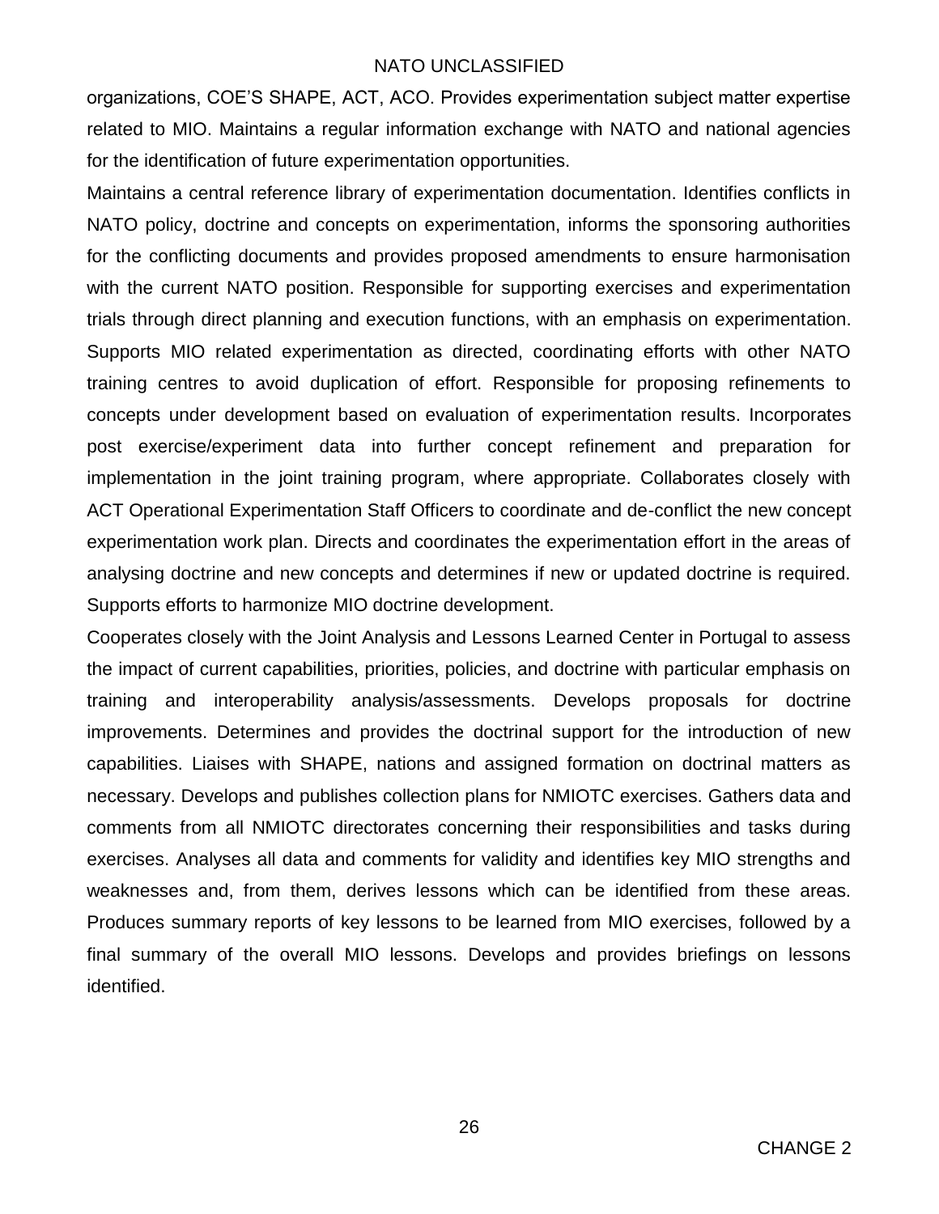organizations, COE'S SHAPE, ACT, ACO. Provides experimentation subject matter expertise related to MIO. Maintains a regular information exchange with NATO and national agencies for the identification of future experimentation opportunities.

Maintains a central reference library of experimentation documentation. Identifies conflicts in NATO policy, doctrine and concepts on experimentation, informs the sponsoring authorities for the conflicting documents and provides proposed amendments to ensure harmonisation with the current NATO position. Responsible for supporting exercises and experimentation trials through direct planning and execution functions, with an emphasis on experimentation. Supports MIO related experimentation as directed, coordinating efforts with other NATO training centres to avoid duplication of effort. Responsible for proposing refinements to concepts under development based on evaluation of experimentation results. Incorporates post exercise/experiment data into further concept refinement and preparation for implementation in the joint training program, where appropriate. Collaborates closely with ACT Operational Experimentation Staff Officers to coordinate and de-conflict the new concept experimentation work plan. Directs and coordinates the experimentation effort in the areas of analysing doctrine and new concepts and determines if new or updated doctrine is required. Supports efforts to harmonize MIO doctrine development.

Cooperates closely with the Joint Analysis and Lessons Learned Center in Portugal to assess the impact of current capabilities, priorities, policies, and doctrine with particular emphasis on training and interoperability analysis/assessments. Develops proposals for doctrine improvements. Determines and provides the doctrinal support for the introduction of new capabilities. Liaises with SHAPE, nations and assigned formation on doctrinal matters as necessary. Develops and publishes collection plans for NMIOTC exercises. Gathers data and comments from all NMIOTC directorates concerning their responsibilities and tasks during exercises. Analyses all data and comments for validity and identifies key MIO strengths and weaknesses and, from them, derives lessons which can be identified from these areas. Produces summary reports of key lessons to be learned from MIO exercises, followed by a final summary of the overall MIO lessons. Develops and provides briefings on lessons identified.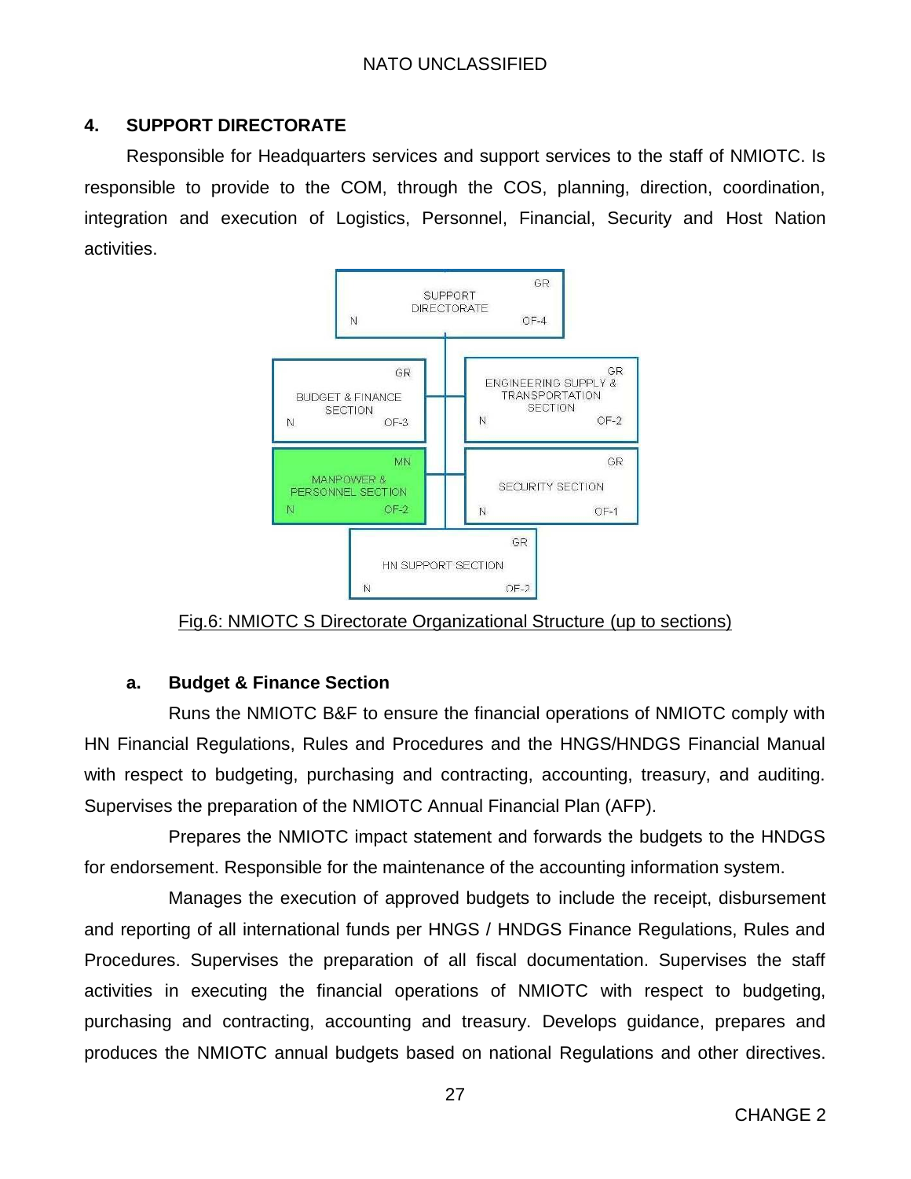## 4. SUPPORT DIRECTORATE

Responsible for Headquarters services and support services to the staff of NMIOTC. Is responsible to provide to the COM, through the COS, planning, direction, coordination, integration and execution of Logistics, Personnel, Financial, Security and Host Nation activities.

Fig.6: NMIOTC S Directorate Organizational Structure (up to sections)

### a. Budget & Finance Section

Runs the NMIOTC B&F to ensure the financial operations of NMIOTC comply with HN Financial Regulations, Rules and Procedures and the HNGS/HNDGS Financial Manual with respect to budgeting, purchasing and contracting, accounting, treasury, and auditing. Supervises the preparation of the NMIOTC Annual Financial Plan (AFP).

Prepares the NMIOTC impact statement and forwards the budgets to the HNDGS for endorsement. Responsible for the maintenance of the accounting information system.

Manages the execution of approved budgets to include the receipt, disbursement and reporting of all international funds per HNGS / HNDGS Finance Regulations, Rules and Procedures. Supervises the preparation of all fiscal documentation. Supervises the staff activities in executing the financial operations of NMIOTC with respect to budgeting, purchasing and contracting, accounting and treasury. Develops guidance, prepares and produces the NMIOTC annual budgets based on national Regulations and other directives.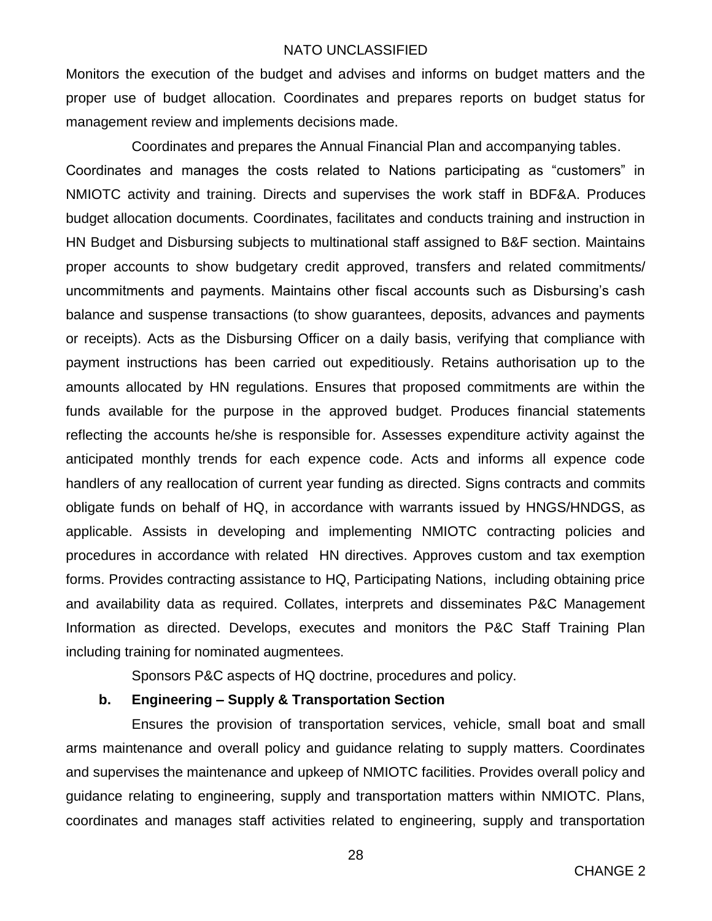Monitors the execution of the budget and advises and informs on budget matters and the proper use of budget allocation. Coordinates and prepares reports on budget status for management review and implements decisions made.

Coordinates and prepares the Annual Financial Plan and accompanying tables. Coordinates and manages the costs related to Nations participating as “customers” in NMIOTC activity and training. Directs and supervises the work staff in BDF&A. Produces budget allocation documents. Coordinates, facilitates and conducts training and instruction in HN Budget and Disbursing subjects to multinational staff assigned to B&F section. Maintains proper accounts to show budgetary credit approved, transfers and related commitments/ uncommitments and payments. Maintains other fiscal accounts such as Disbursing’s cash balance and suspense transactions (to show guarantees, deposits, advances and payments or receipts). Acts as the Disbursing Officer on a daily basis, verifying that compliance with payment instructions has been carried out expeditiously. Retains authorisation up to the amounts allocated by HN regulations. Ensures that proposed commitments are within the funds available for the purpose in the approved budget. Produces financial statements reflecting the accounts he/she is responsible for. Assesses expenditure activity against the anticipated monthly trends for each expence code. Acts and informs all expence code handlers of any reallocation of current year funding as directed. Signs contracts and commits obligate funds on behalf of HQ, in accordance with warrants issued by HNGS/HNDGS, as applicable. Assists in developing and implementing NMIOTC contracting policies and procedures in accordance with related HN directives. Approves custom and tax exemption forms. Provides contracting assistance to HQ, Participating Nations, including obtaining price and availability data as required. Collates, interprets and disseminates P&C Management Information as directed. Develops, executes and monitors the P&C Staff Training Plan including training for nominated augmentees.

Sponsors P&C aspects of HQ doctrine, procedures and policy.

**b. Engineering – Supply & Transportation Section**

Ensures the provision of transportation services, vehicle, small boat and small arms maintenance and overall policy and guidance relating to supply matters. Coordinates and supervises the maintenance and upkeep of NMIOTC facilities. Provides overall policy and guidance relating to engineering, supply and transportation matters within NMIOTC. Plans, coordinates and manages staff activities related to engineering, supply and transportation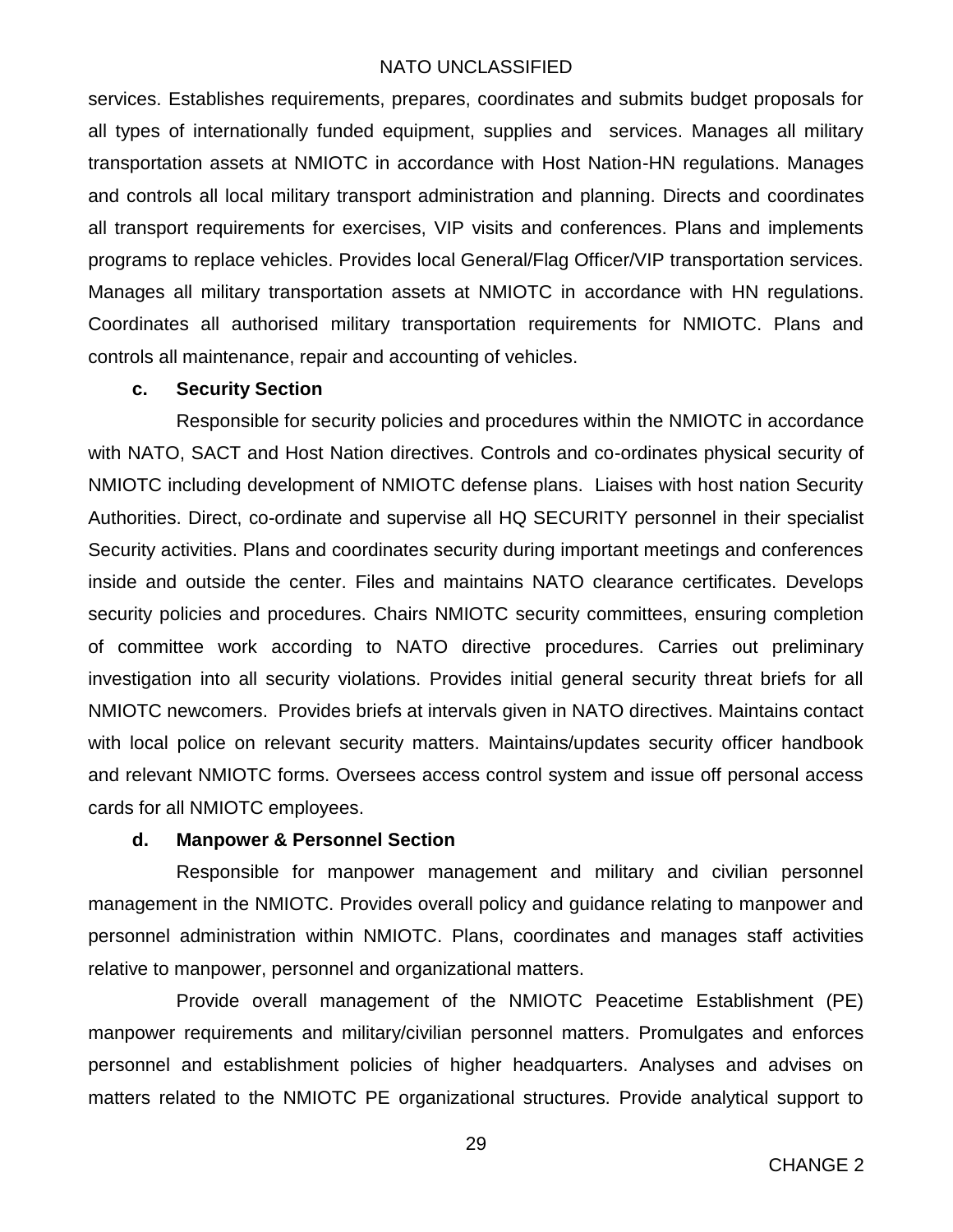services. Establishes requirements, prepares, coordinates and submits budget proposals for all types of internationally funded equipment, supplies and services. Manages all military transportation assets at NMIOTC in accordance with Host Nation-HN regulations. Manages and controls all local military transport administration and planning. Directs and coordinates all transport requirements for exercises, VIP visits and conferences. Plans and implements programs to replace vehicles. Provides local General/Flag Officer/VIP transportation services. Manages all military transportation assets at NMIOTC in accordance with HN regulations. Coordinates all authorised military transportation requirements for NMIOTC. Plans and controls all maintenance, repair and accounting of vehicles.

**c. Security Section**

Responsible for security policies and procedures within the NMIOTC in accordance with NATO, SACT and Host Nation directives. Controls and co-ordinates physical security of NMIOTC including development of NMIOTC defense plans. Liaises with host nation Security Authorities. Direct, co-ordinate and supervise all HQ SECURITY personnel in their specialist Security activities. Plans and coordinates security during important meetings and conferences inside and outside the center. Files and maintains NATO clearance certificates. Develops security policies and procedures. Chairs NMIOTC security committees, ensuring completion of committee work according to NATO directive procedures. Carries out preliminary investigation into all security violations. Provides initial general security threat briefs for all NMIOTC newcomers. Provides briefs at intervals given in NATO directives. Maintains contact with local police on relevant security matters. Maintains/updates security officer handbook and relevant NMIOTC forms. Oversees access control system and issue off personal access cards for all NMIOTC employees.

**d. Manpower & Personnel Section**

Responsible for manpower management and military and civilian personnel management in the NMIOTC. Provides overall policy and guidance relating to manpower and personnel administration within NMIOTC. Plans, coordinates and manages staff activities relative to manpower, personnel and organizational matters.

Provide overall management of the NMIOTC Peacetime Establishment (PE) manpower requirements and military/civilian personnel matters. Promulgates and enforces personnel and establishment policies of higher headquarters. Analyses and advises on matters related to the NMIOTC PE organizational structures. Provide analytical support to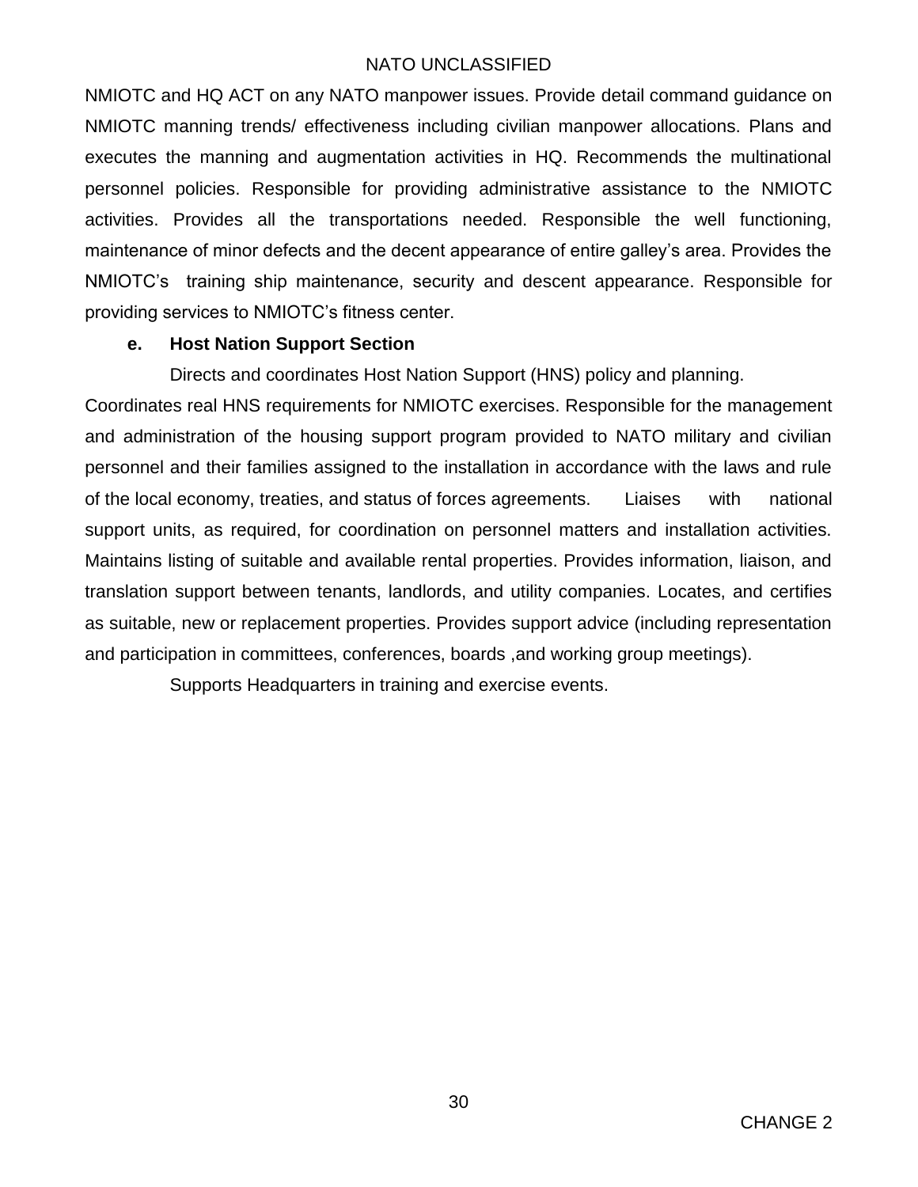NMIOTC and HQ ACT on any NATO manpower issues. Provide detail command guidance on NMIOTC manning trends/ effectiveness including civilian manpower allocations. Plans and executes the manning and augmentation activities in HQ. Recommends the multinational personnel policies. Responsible for providing administrative assistance to the NMIOTC activities. Provides all the transportations needed. Responsible the well functioning, maintenance of minor defects and the decent appearance of entire galley's area. Provides the NMIOTC's training ship maintenance, security and descent appearance. Responsible for providing services to NMIOTC's fitness center.

**e. Host Nation Support Section**

Directs and coordinates Host Nation Support (HNS) policy and planning. Coordinates real HNS requirements for NMIOTC exercises. Responsible for the management and administration of the housing support program provided to NATO military and civilian personnel and their families assigned to the installation in accordance with the laws and rule of the local economy, treaties, and status of forces agreements. Liaises with national support units, as required, for coordination on personnel matters and installation activities. Maintains listing of suitable and available rental properties. Provides information, liaison, and translation support between tenants, landlords, and utility companies. Locates, and certifies as suitable, new or replacement properties. Provides support advice (including representation and participation in committees, conferences, boards ,and working group meetings).

Supports Headquarters in training and exercise events.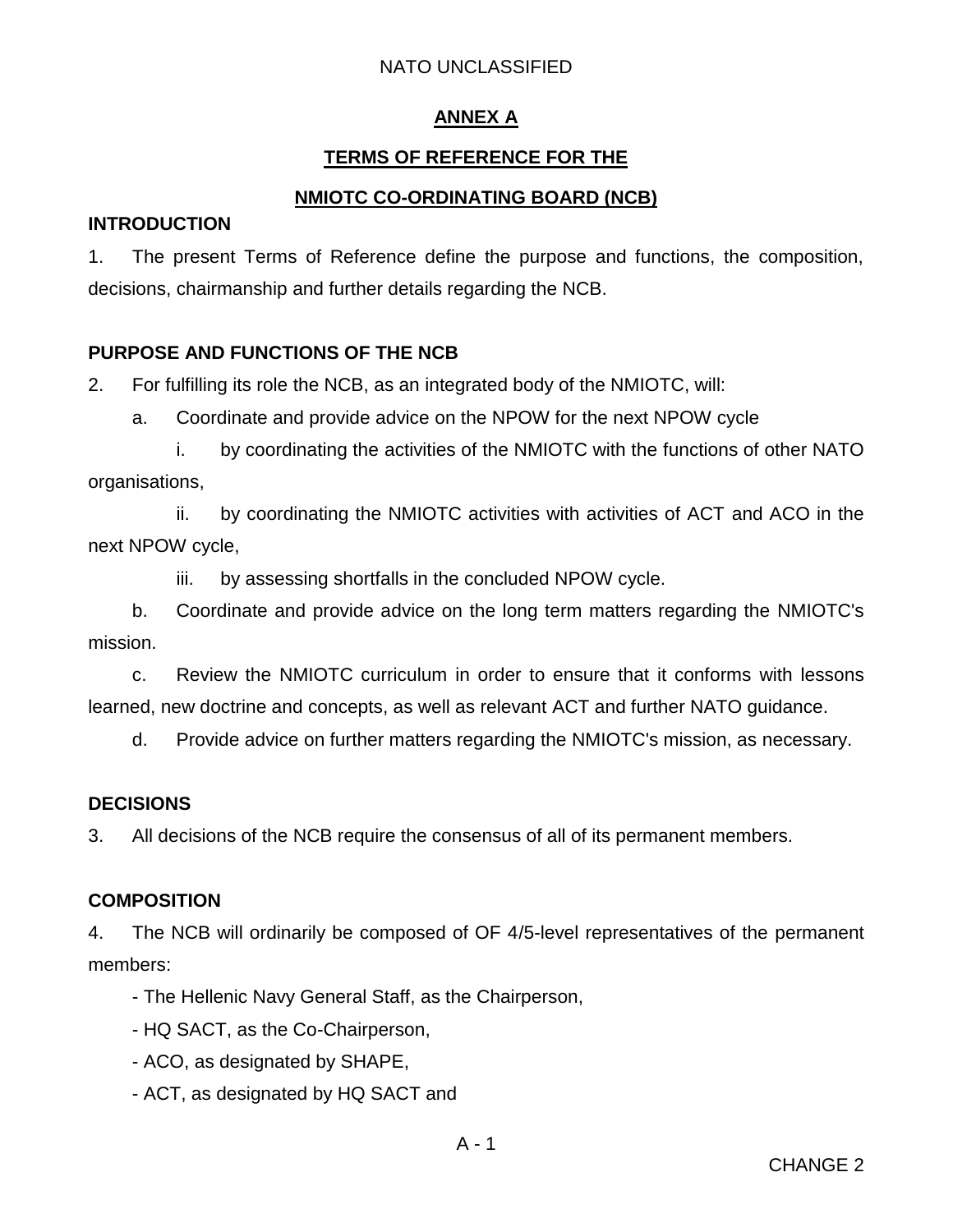## ANNEX A

## TERMS OF REFERENCE FOR THE

## NMIOTC CO-ORDINATING BOARD (NCB)

### INTRODUCTION

1. The present Terms of Reference define the purpose and functions, the composition, decisions, chairmanship and further details regarding the NCB.

### PURPOSE AND FUNCTIONS OF THE NCB

2. For fulfilling its role the NCB, as an integrated body of the NMIOTC, will:

   a. Coordinate and provide advice on the NPOW for the next NPOW cycle

      i. by coordinating the activities of the NMIOTC with the functions of other NATO organisations,

      ii. by coordinating the NMIOTC activities with activities of ACT and ACO in the next NPOW cycle,

      iii. by assessing shortfalls in the concluded NPOW cycle.

   b. Coordinate and provide advice on the long term matters regarding the NMIOTC's mission.

   c. Review the NMIOTC curriculum in order to ensure that it conforms with lessons learned, new doctrine and concepts, as well as relevant ACT and further NATO guidance.

   d. Provide advice on further matters regarding the NMIOTC's mission, as necessary.

### DECISIONS

3. All decisions of the NCB require the consensus of all of its permanent members.

### COMPOSITION

4. The NCB will ordinarily be composed of OF 4/5-level representatives of the permanent members:

   - The Hellenic Navy General Staff, as the Chairperson,
   - HQ SACT, as the Co-Chairperson,
   - ACO, as designated by SHAPE,
   - ACT, as designated by HQ SACT and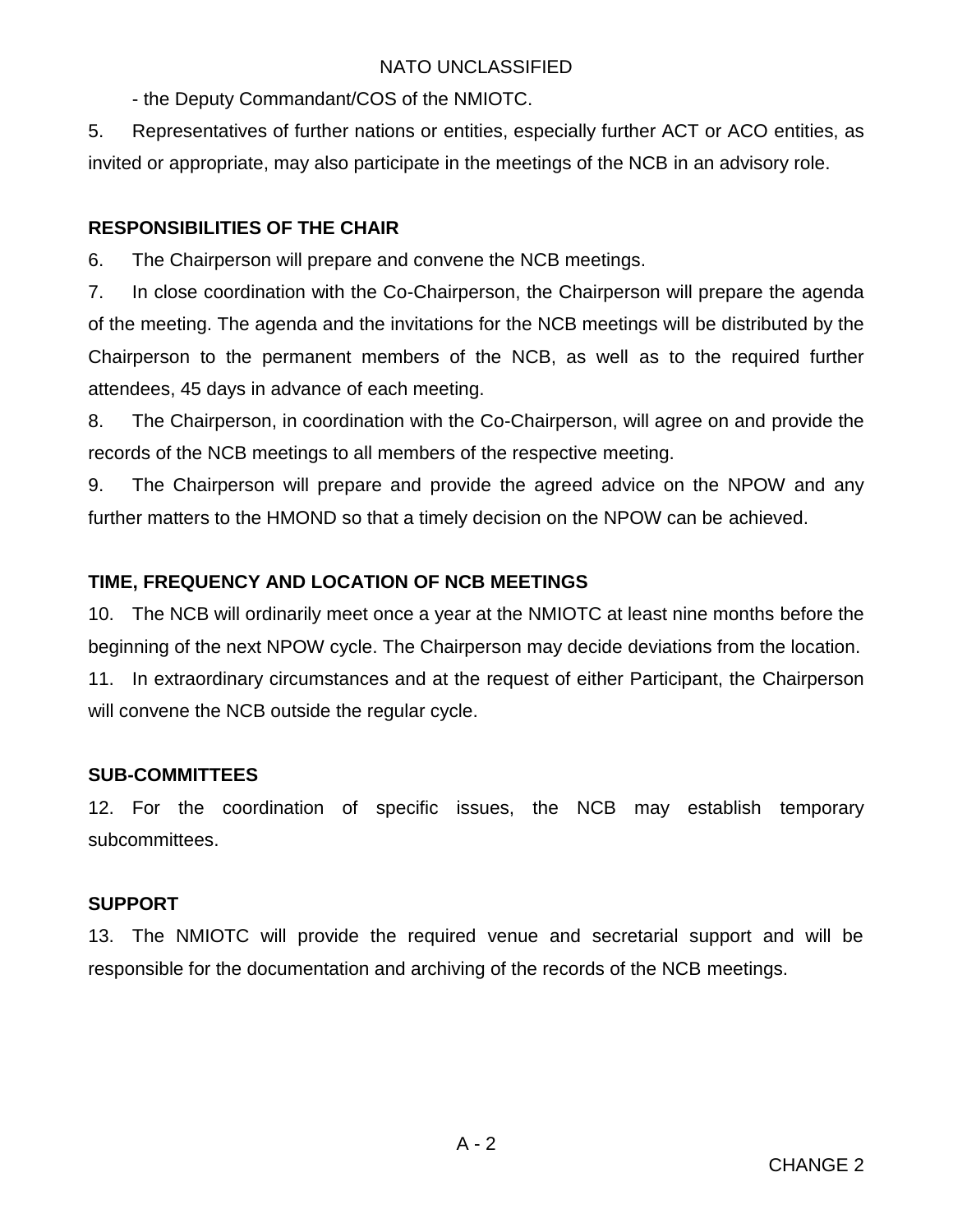- the Deputy Commandant/COS of the NMIOTC.

5. Representatives of further nations or entities, especially further ACT or ACO entities, as invited or appropriate, may also participate in the meetings of the NCB in an advisory role.

**RESPONSIBILITIES OF THE CHAIR**

6. The Chairperson will prepare and convene the NCB meetings.

7. In close coordination with the Co-Chairperson, the Chairperson will prepare the agenda of the meeting. The agenda and the invitations for the NCB meetings will be distributed by the Chairperson to the permanent members of the NCB, as well as to the required further attendees, 45 days in advance of each meeting.

8. The Chairperson, in coordination with the Co-Chairperson, will agree on and provide the records of the NCB meetings to all members of the respective meeting.

9. The Chairperson will prepare and provide the agreed advice on the NPOW and any further matters to the HMOND so that a timely decision on the NPOW can be achieved.

**TIME, FREQUENCY AND LOCATION OF NCB MEETINGS**

10. The NCB will ordinarily meet once a year at the NMIOTC at least nine months before the beginning of the next NPOW cycle. The Chairperson may decide deviations from the location.

11. In extraordinary circumstances and at the request of either Participant, the Chairperson will convene the NCB outside the regular cycle.

**SUB-COMMITTEES**

12. For the coordination of specific issues, the NCB may establish temporary subcommittees.

**SUPPORT**

13. The NMIOTC will provide the required venue and secretarial support and will be responsible for the documentation and archiving of the records of the NCB meetings.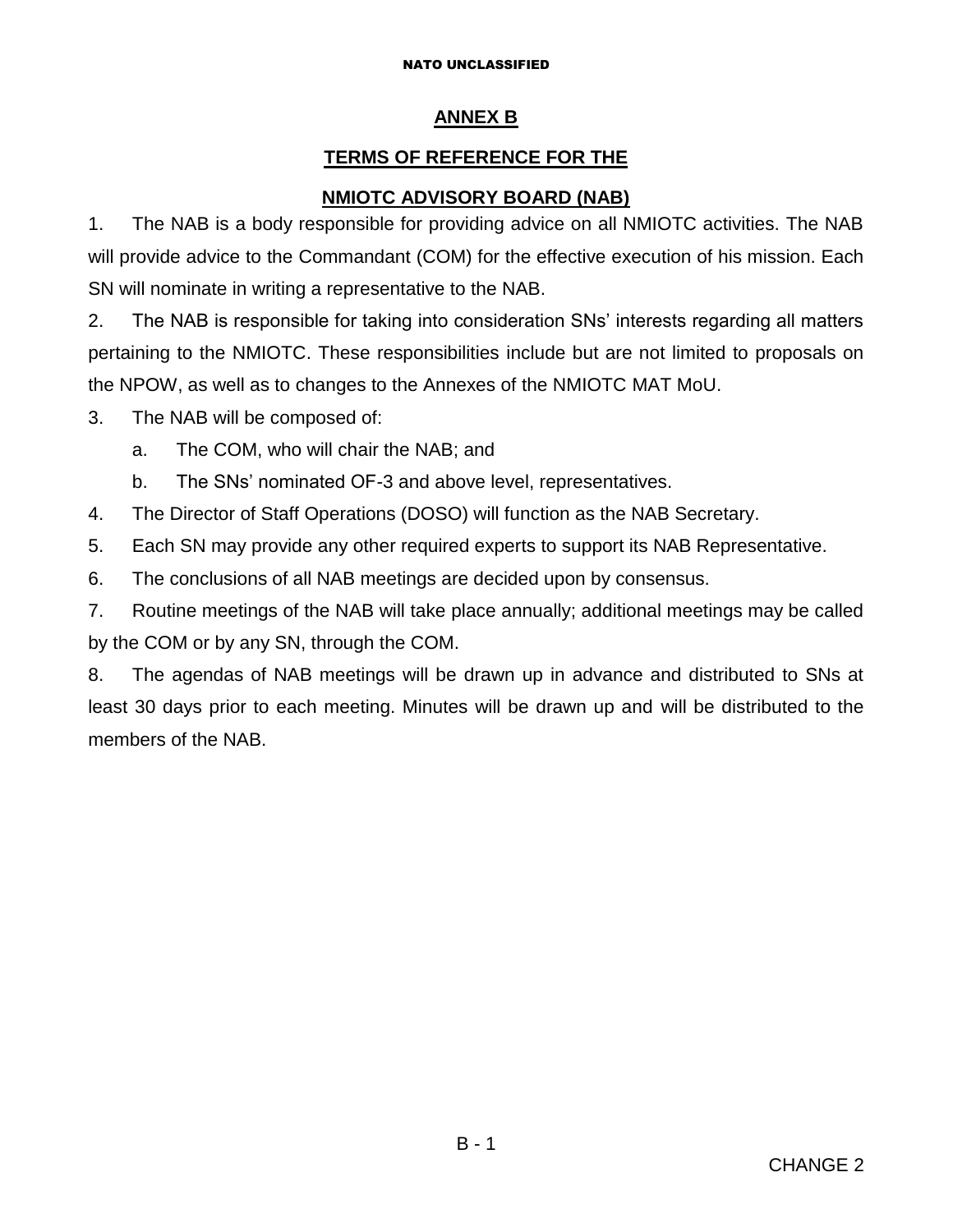## ANNEX B

## TERMS OF REFERENCE FOR THE

## NMIOTC ADVISORY BOARD (NAB)

1. The NAB is a body responsible for providing advice on all NMIOTC activities. The NAB will provide advice to the Commandant (COM) for the effective execution of his mission. Each SN will nominate in writing a representative to the NAB.

2. The NAB is responsible for taking into consideration SNs' interests regarding all matters pertaining to the NMIOTC. These responsibilities include but are not limited to proposals on the NPOW, as well as to changes to the Annexes of the NMIOTC MAT MoU.

3. The NAB will be composed of:

   a. The COM, who will chair the NAB; and

   b. The SNs' nominated OF-3 and above level, representatives.

4. The Director of Staff Operations (DOSO) will function as the NAB Secretary.

5. Each SN may provide any other required experts to support its NAB Representative.

6. The conclusions of all NAB meetings are decided upon by consensus.

7. Routine meetings of the NAB will take place annually; additional meetings may be called by the COM or by any SN, through the COM.

8. The agendas of NAB meetings will be drawn up in advance and distributed to SNs at least 30 days prior to each meeting. Minutes will be drawn up and will be distributed to the members of the NAB.

CHANGE 2